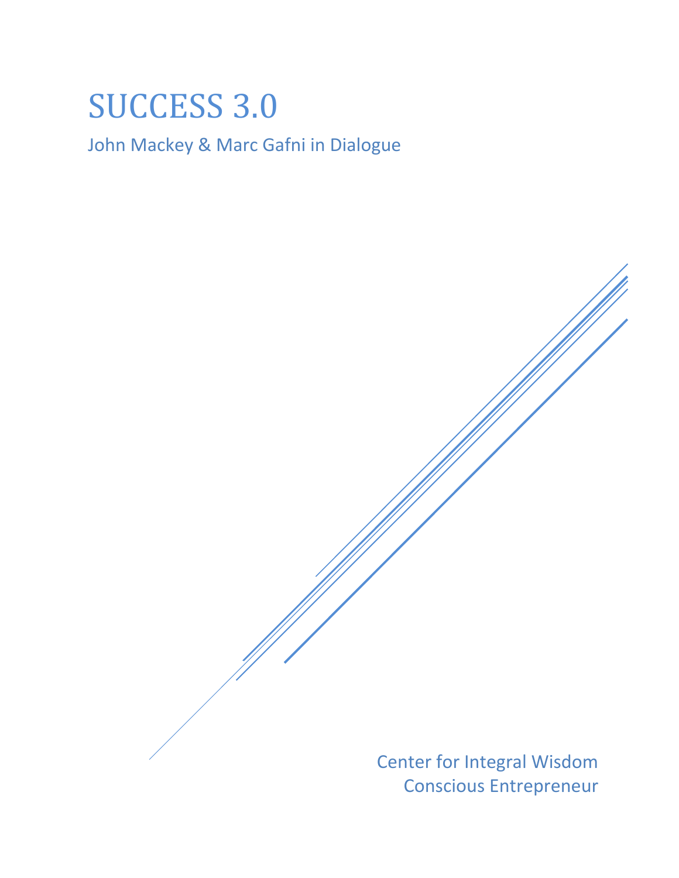# SUCCESS 3.0

## John Mackey & Marc Gafni in Dialogue

Center for Integral Wisdom
Conscious Entrepreneur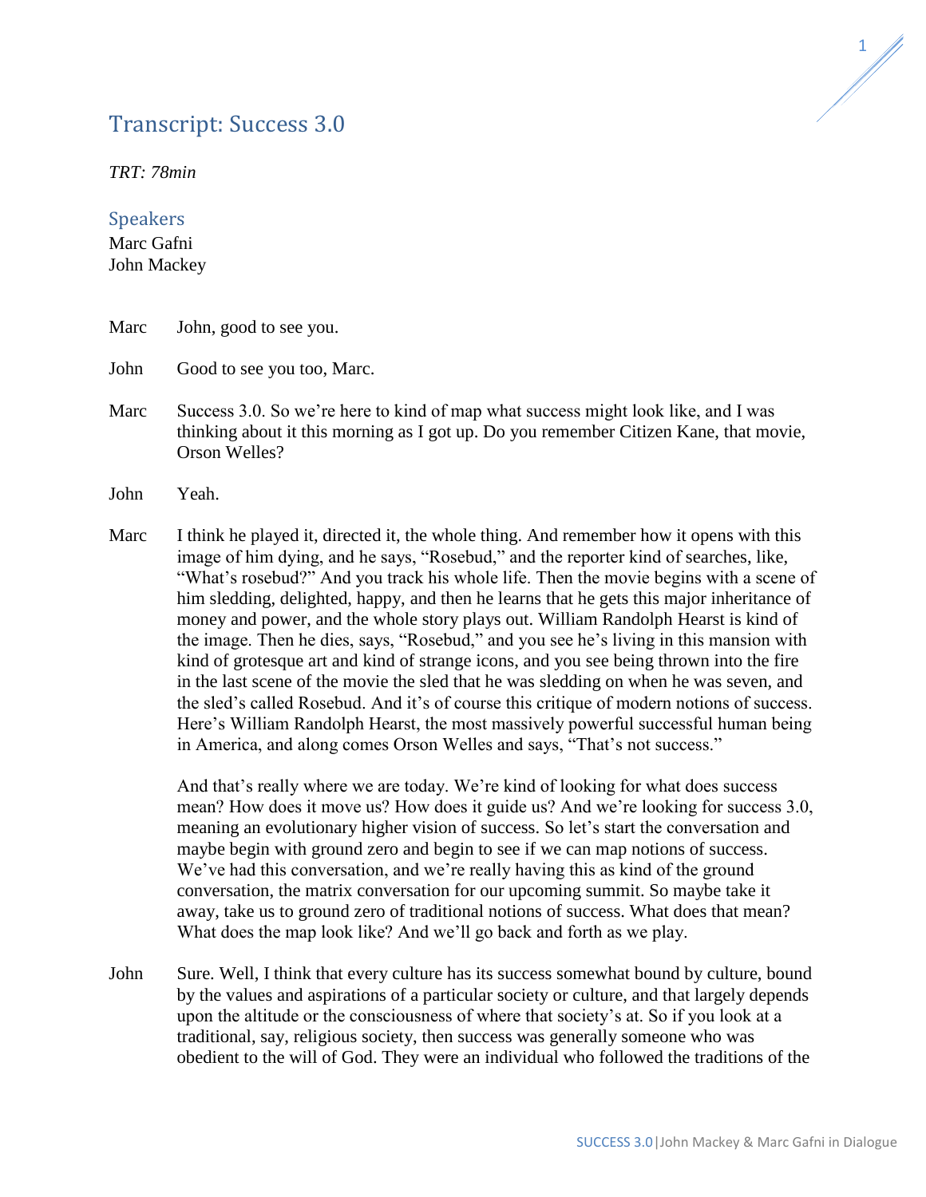# Transcript: Success 3.0

*TRT: 78min*

## Speakers

Marc Gafni
John Mackey

Marc John, good to see you.

John Good to see you too, Marc.

Marc Success 3.0. So we're here to kind of map what success might look like, and I was thinking about it this morning as I got up. Do you remember Citizen Kane, that movie, Orson Welles?

John Yeah.

Marc I think he played it, directed it, the whole thing. And remember how it opens with this image of him dying, and he says, "Rosebud," and the reporter kind of searches, like, "What's rosebud?" And you track his whole life. Then the movie begins with a scene of him sledding, delighted, happy, and then he learns that he gets this major inheritance of money and power, and the whole story plays out. William Randolph Hearst is kind of the image. Then he dies, says, "Rosebud," and you see he's living in this mansion with kind of grotesque art and kind of strange icons, and you see being thrown into the fire in the last scene of the movie the sled that he was sledding on when he was seven, and the sled's called Rosebud. And it's of course this critique of modern notions of success. Here's William Randolph Hearst, the most massively powerful successful human being in America, and along comes Orson Welles and says, "That's not success."

And that's really where we are today. We're kind of looking for what does success mean? How does it move us? How does it guide us? And we're looking for success 3.0, meaning an evolutionary higher vision of success. So let's start the conversation and maybe begin with ground zero and begin to see if we can map notions of success. We've had this conversation, and we're really having this as kind of the ground conversation, the matrix conversation for our upcoming summit. So maybe take it away, take us to ground zero of traditional notions of success. What does that mean? What does the map look like? And we'll go back and forth as we play.

John Sure. Well, I think that every culture has its success somewhat bound by culture, bound by the values and aspirations of a particular society or culture, and that largely depends upon the altitude or the consciousness of where that society's at. So if you look at a traditional, say, religious society, then success was generally someone who was obedient to the will of God. They were an individual who followed the traditions of the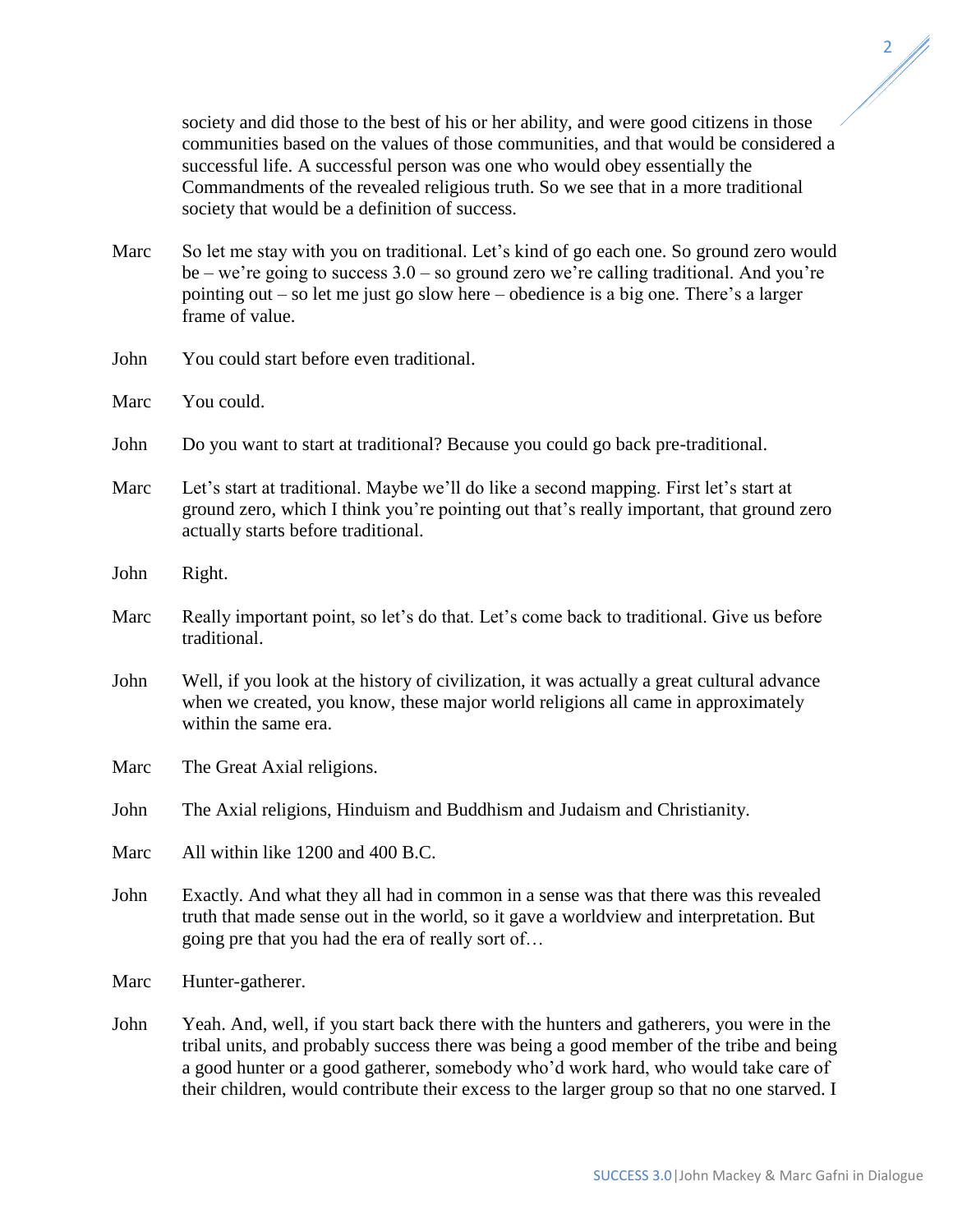society and did those to the best of his or her ability, and were good citizens in those communities based on the values of those communities, and that would be considered a successful life. A successful person was one who would obey essentially the Commandments of the revealed religious truth. So we see that in a more traditional society that would be a definition of success.

**Marc** So let me stay with you on traditional. Let's kind of go each one. So ground zero would be – we're going to success 3.0 – so ground zero we're calling traditional. And you're pointing out – so let me just go slow here – obedience is a big one. There's a larger frame of value.

**John** You could start before even traditional.

**Marc** You could.

**John** Do you want to start at traditional? Because you could go back pre-traditional.

**Marc** Let's start at traditional. Maybe we'll do like a second mapping. First let's start at ground zero, which I think you're pointing out that's really important, that ground zero actually starts before traditional.

**John** Right.

**Marc** Really important point, so let's do that. Let's come back to traditional. Give us before traditional.

**John** Well, if you look at the history of civilization, it was actually a great cultural advance when we created, you know, these major world religions all came in approximately within the same era.

**Marc** The Great Axial religions.

**John** The Axial religions, Hinduism and Buddhism and Judaism and Christianity.

**Marc** All within like 1200 and 400 B.C.

**John** Exactly. And what they all had in common in a sense was that there was this revealed truth that made sense out in the world, so it gave a worldview and interpretation. But going pre that you had the era of really sort of…

**Marc** Hunter-gatherer.

**John** Yeah. And, well, if you start back there with the hunters and gatherers, you were in the tribal units, and probably success there was being a good member of the tribe and being a good hunter or a good gatherer, somebody who'd work hard, who would take care of their children, would contribute their excess to the larger group so that no one starved. I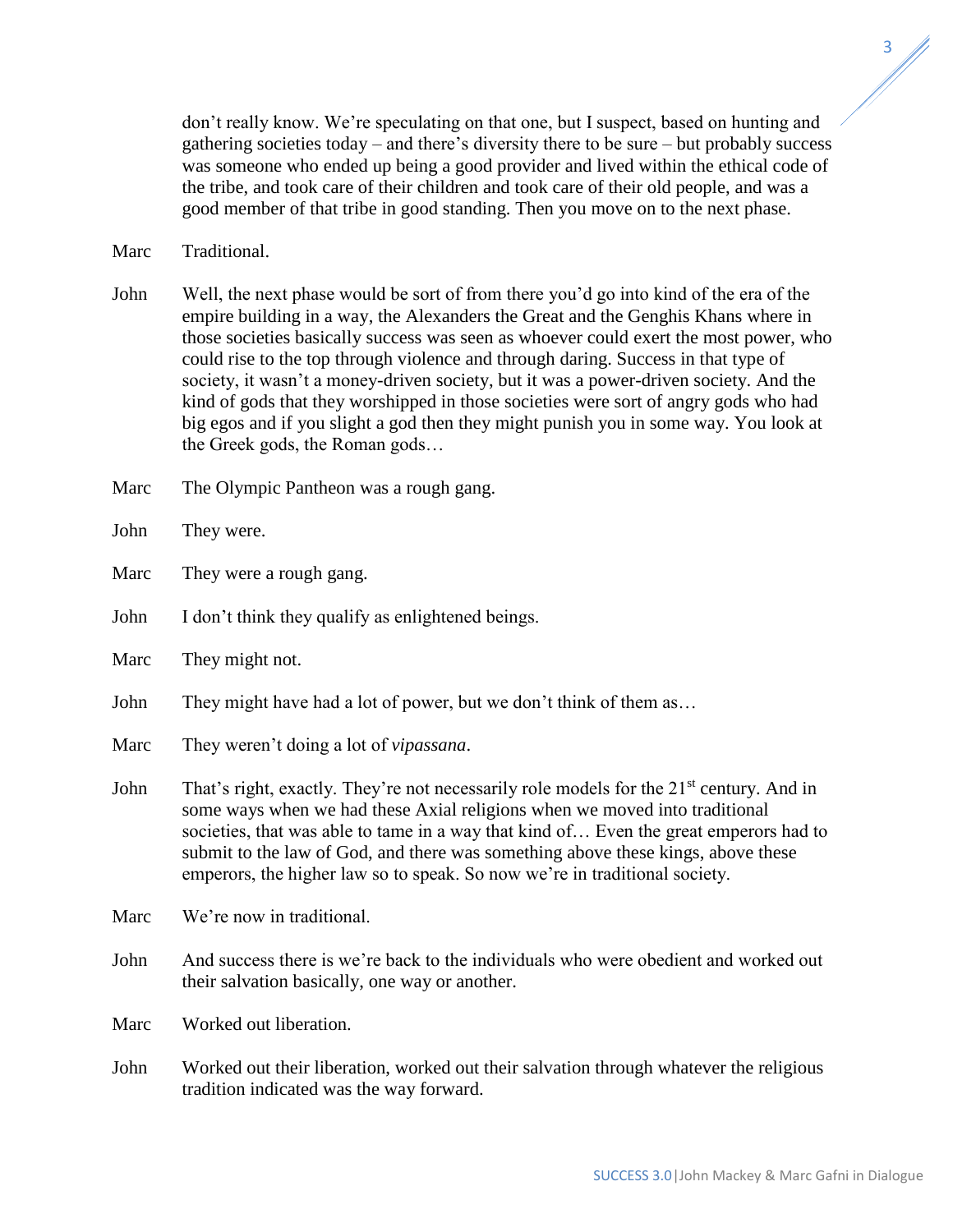don't really know. We're speculating on that one, but I suspect, based on hunting and gathering societies today – and there's diversity there to be sure – but probably success was someone who ended up being a good provider and lived within the ethical code of the tribe, and took care of their children and took care of their old people, and was a good member of that tribe in good standing. Then you move on to the next phase.

Marc Traditional.

John Well, the next phase would be sort of from there you'd go into kind of the era of the empire building in a way, the Alexanders the Great and the Genghis Khans where in those societies basically success was seen as whoever could exert the most power, who could rise to the top through violence and through daring. Success in that type of society, it wasn't a money-driven society, but it was a power-driven society. And the kind of gods that they worshipped in those societies were sort of angry gods who had big egos and if you slight a god then they might punish you in some way. You look at the Greek gods, the Roman gods…

Marc The Olympic Pantheon was a rough gang.

John They were.

Marc They were a rough gang.

John I don't think they qualify as enlightened beings.

Marc They might not.

John They might have had a lot of power, but we don't think of them as…

Marc They weren't doing a lot of *vipassana*.

John That's right, exactly. They're not necessarily role models for the 21st century. And in some ways when we had these Axial religions when we moved into traditional societies, that was able to tame in a way that kind of… Even the great emperors had to submit to the law of God, and there was something above these kings, above these emperors, the higher law so to speak. So now we're in traditional society.

Marc We're now in traditional.

John And success there is we're back to the individuals who were obedient and worked out their salvation basically, one way or another.

Marc Worked out liberation.

John Worked out their liberation, worked out their salvation through whatever the religious tradition indicated was the way forward.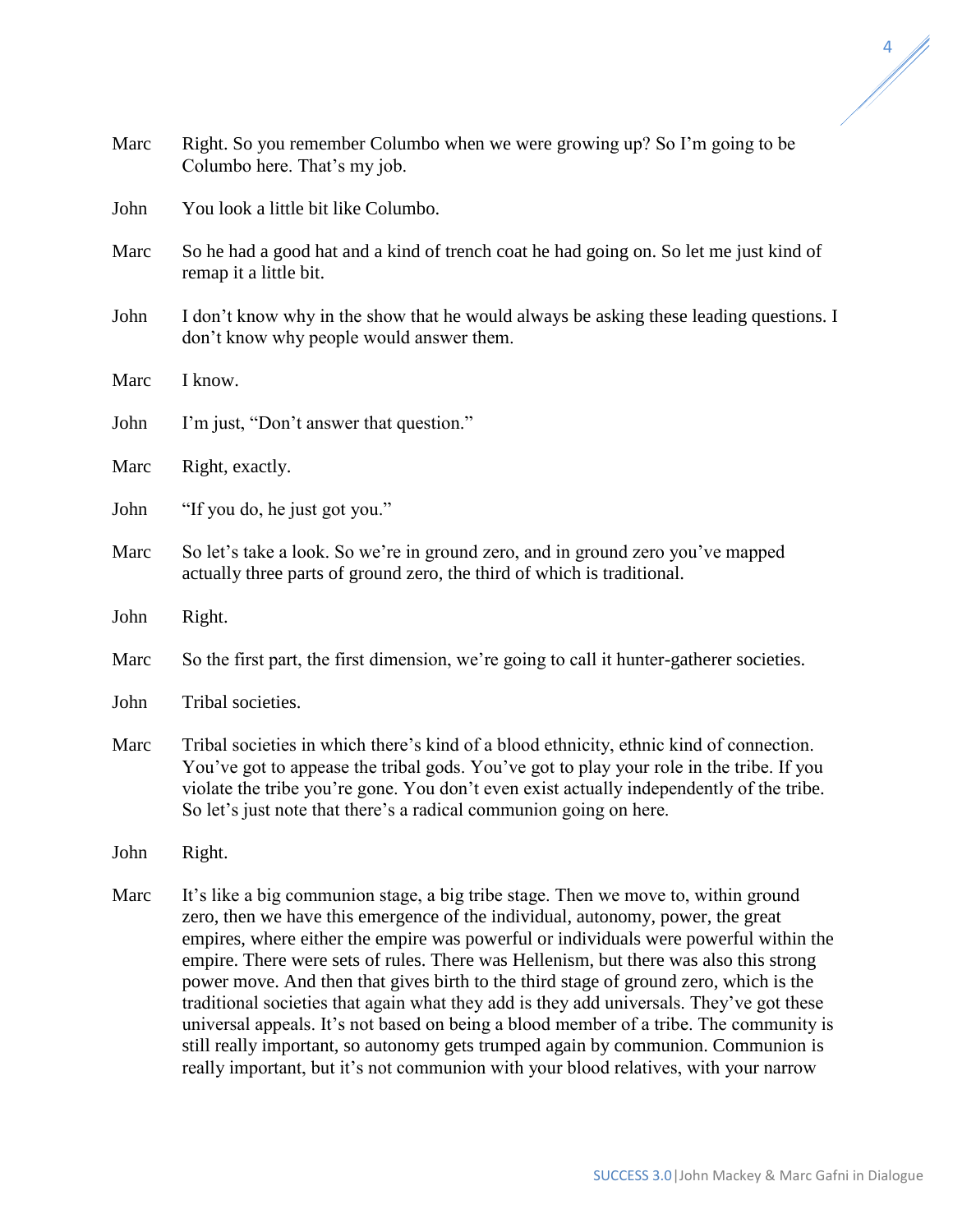Marc Right. So you remember Columbo when we were growing up? So I'm going to be Columbo here. That's my job.

John You look a little bit like Columbo.

Marc So he had a good hat and a kind of trench coat he had going on. So let me just kind of remap it a little bit.

John I don't know why in the show that he would always be asking these leading questions. I don't know why people would answer them.

Marc I know.

John I'm just, "Don't answer that question."

Marc Right, exactly.

John "If you do, he just got you."

Marc So let's take a look. So we're in ground zero, and in ground zero you've mapped actually three parts of ground zero, the third of which is traditional.

John Right.

Marc So the first part, the first dimension, we're going to call it hunter-gatherer societies.

John Tribal societies.

Marc Tribal societies in which there's kind of a blood ethnicity, ethnic kind of connection. You've got to appease the tribal gods. You've got to play your role in the tribe. If you violate the tribe you're gone. You don't even exist actually independently of the tribe. So let's just note that there's a radical communion going on here.

John Right.

Marc It's like a big communion stage, a big tribe stage. Then we move to, within ground zero, then we have this emergence of the individual, autonomy, power, the great empires, where either the empire was powerful or individuals were powerful within the empire. There were sets of rules. There was Hellenism, but there was also this strong power move. And then that gives birth to the third stage of ground zero, which is the traditional societies that again what they add is they add universals. They've got these universal appeals. It's not based on being a blood member of a tribe. The community is still really important, so autonomy gets trumped again by communion. Communion is really important, but it's not communion with your blood relatives, with your narrow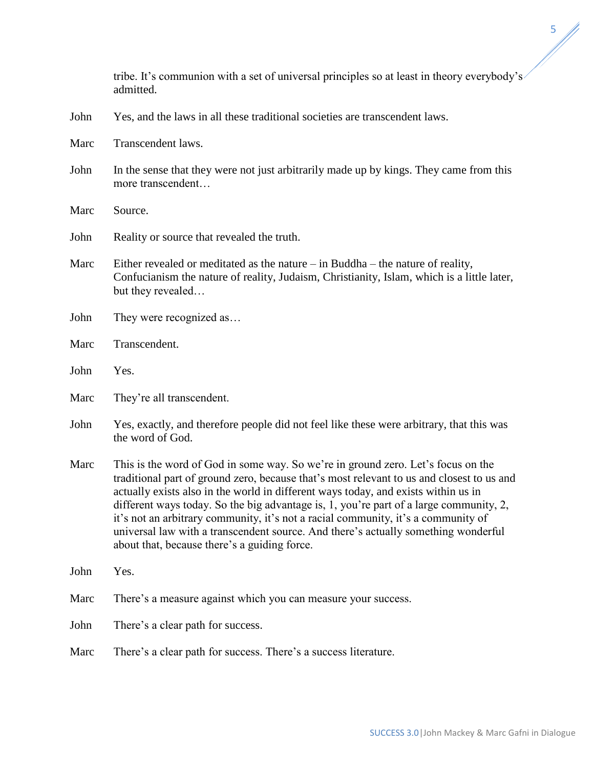tribe. It's communion with a set of universal principles so at least in theory everybody's admitted.

**John** Yes, and the laws in all these traditional societies are transcendent laws.

**Marc** Transcendent laws.

**John** In the sense that they were not just arbitrarily made up by kings. They came from this more transcendent…

**Marc** Source.

**John** Reality or source that revealed the truth.

**Marc** Either revealed or meditated as the nature – in Buddha – the nature of reality, Confucianism the nature of reality, Judaism, Christianity, Islam, which is a little later, but they revealed…

**John** They were recognized as…

**Marc** Transcendent.

**John** Yes.

**Marc** They're all transcendent.

**John** Yes, exactly, and therefore people did not feel like these were arbitrary, that this was the word of God.

**Marc** This is the word of God in some way. So we're in ground zero. Let's focus on the traditional part of ground zero, because that's most relevant to us and closest to us and actually exists also in the world in different ways today, and exists within us in different ways today. So the big advantage is, 1, you're part of a large community, 2, it's not an arbitrary community, it's not a racial community, it's a community of universal law with a transcendent source. And there's actually something wonderful about that, because there's a guiding force.

**John** Yes.

**Marc** There's a measure against which you can measure your success.

**John** There's a clear path for success.

**Marc** There's a clear path for success. There's a success literature.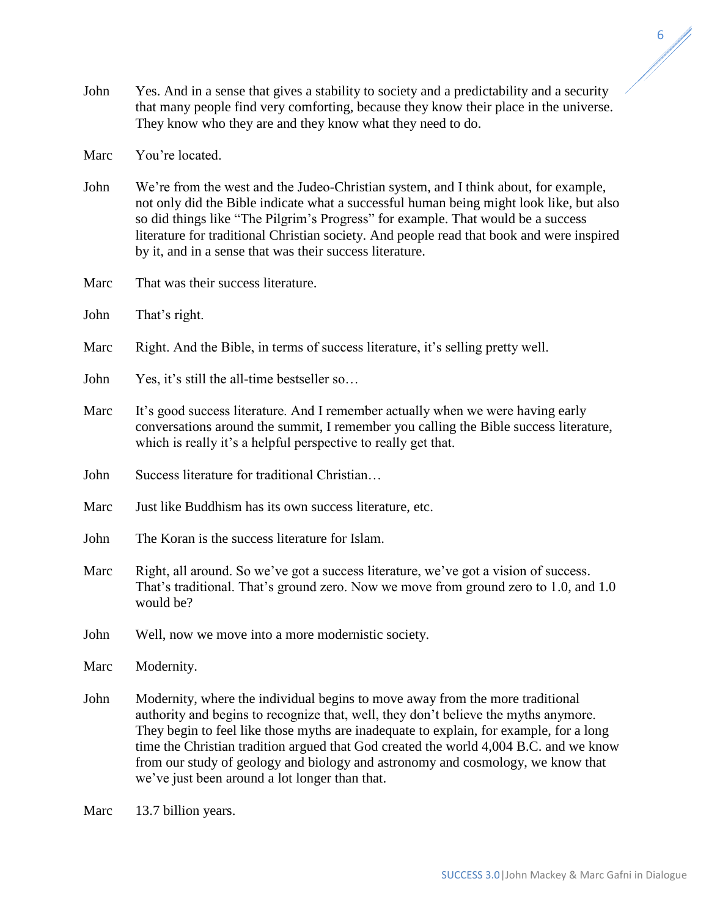John Yes. And in a sense that gives a stability to society and a predictability and a security that many people find very comforting, because they know their place in the universe. They know who they are and they know what they need to do.

Marc You're located.

John We're from the west and the Judeo-Christian system, and I think about, for example, not only did the Bible indicate what a successful human being might look like, but also so did things like "The Pilgrim's Progress" for example. That would be a success literature for traditional Christian society. And people read that book and were inspired by it, and in a sense that was their success literature.

Marc That was their success literature.

John That's right.

Marc Right. And the Bible, in terms of success literature, it's selling pretty well.

John Yes, it's still the all-time bestseller so…

Marc It's good success literature. And I remember actually when we were having early conversations around the summit, I remember you calling the Bible success literature, which is really it's a helpful perspective to really get that.

John Success literature for traditional Christian…

Marc Just like Buddhism has its own success literature, etc.

John The Koran is the success literature for Islam.

Marc Right, all around. So we've got a success literature, we've got a vision of success. That's traditional. That's ground zero. Now we move from ground zero to 1.0, and 1.0 would be?

John Well, now we move into a more modernistic society.

Marc Modernity.

John Modernity, where the individual begins to move away from the more traditional authority and begins to recognize that, well, they don't believe the myths anymore. They begin to feel like those myths are inadequate to explain, for example, for a long time the Christian tradition argued that God created the world 4,004 B.C. and we know from our study of geology and biology and astronomy and cosmology, we know that we've just been around a lot longer than that.

Marc 13.7 billion years.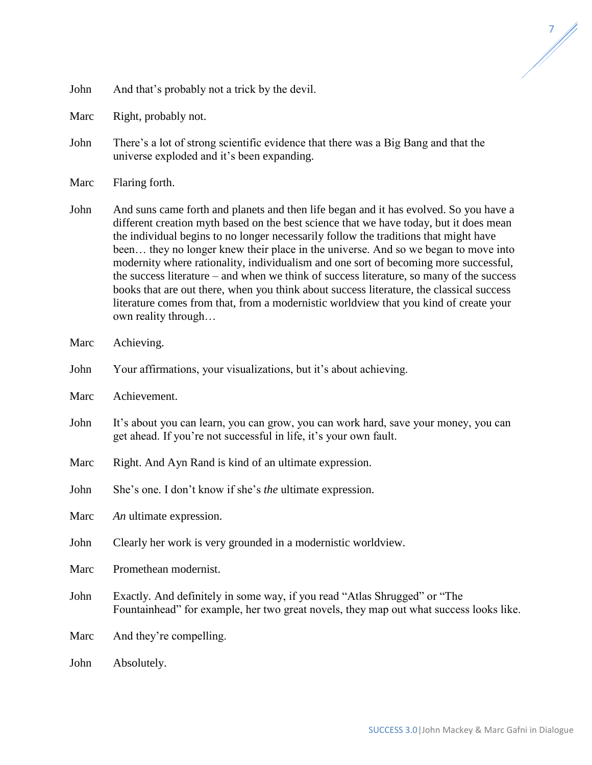John And that's probably not a trick by the devil.

Marc Right, probably not.

John There's a lot of strong scientific evidence that there was a Big Bang and that the universe exploded and it's been expanding.

Marc Flaring forth.

John And suns came forth and planets and then life began and it has evolved. So you have a different creation myth based on the best science that we have today, but it does mean the individual begins to no longer necessarily follow the traditions that might have been… they no longer knew their place in the universe. And so we began to move into modernity where rationality, individualism and one sort of becoming more successful, the success literature – and when we think of success literature, so many of the success books that are out there, when you think about success literature, the classical success literature comes from that, from a modernistic worldview that you kind of create your own reality through…

Marc Achieving.

John Your affirmations, your visualizations, but it's about achieving.

Marc Achievement.

John It's about you can learn, you can grow, you can work hard, save your money, you can get ahead. If you're not successful in life, it's your own fault.

Marc Right. And Ayn Rand is kind of an ultimate expression.

John She's one. I don't know if she's *the* ultimate expression.

Marc *An* ultimate expression.

John Clearly her work is very grounded in a modernistic worldview.

Marc Promethean modernist.

John Exactly. And definitely in some way, if you read "Atlas Shrugged" or "The Fountainhead" for example, her two great novels, they map out what success looks like.

Marc And they're compelling.

John Absolutely.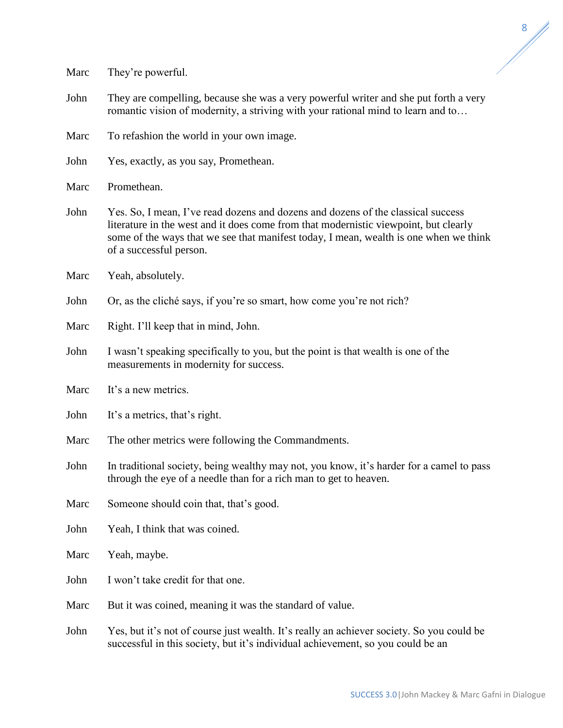Marc They're powerful.

John They are compelling, because she was a very powerful writer and she put forth a very romantic vision of modernity, a striving with your rational mind to learn and to…

Marc To refashion the world in your own image.

John Yes, exactly, as you say, Promethean.

Marc Promethean.

John Yes. So, I mean, I've read dozens and dozens and dozens of the classical success literature in the west and it does come from that modernistic viewpoint, but clearly some of the ways that we see that manifest today, I mean, wealth is one when we think of a successful person.

Marc Yeah, absolutely.

John Or, as the cliché says, if you're so smart, how come you're not rich?

Marc Right. I'll keep that in mind, John.

John I wasn't speaking specifically to you, but the point is that wealth is one of the measurements in modernity for success.

Marc It's a new metrics.

John It's a metrics, that's right.

Marc The other metrics were following the Commandments.

John In traditional society, being wealthy may not, you know, it's harder for a camel to pass through the eye of a needle than for a rich man to get to heaven.

Marc Someone should coin that, that's good.

John Yeah, I think that was coined.

Marc Yeah, maybe.

John I won't take credit for that one.

Marc But it was coined, meaning it was the standard of value.

John Yes, but it's not of course just wealth. It's really an achiever society. So you could be successful in this society, but it's individual achievement, so you could be an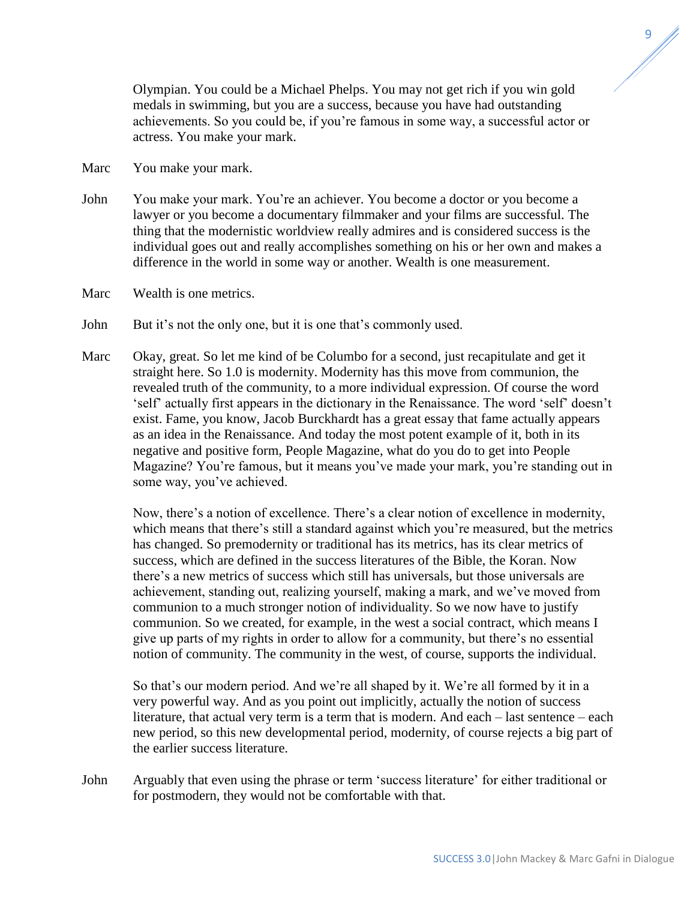Olympian. You could be a Michael Phelps. You may not get rich if you win gold medals in swimming, but you are a success, because you have had outstanding achievements. So you could be, if you're famous in some way, a successful actor or actress. You make your mark.

Marc You make your mark.

John You make your mark. You're an achiever. You become a doctor or you become a lawyer or you become a documentary filmmaker and your films are successful. The thing that the modernistic worldview really admires and is considered success is the individual goes out and really accomplishes something on his or her own and makes a difference in the world in some way or another. Wealth is one measurement.

Marc Wealth is one metrics.

John But it's not the only one, but it is one that's commonly used.

Marc Okay, great. So let me kind of be Columbo for a second, just recapitulate and get it straight here. So 1.0 is modernity. Modernity has this move from communion, the revealed truth of the community, to a more individual expression. Of course the word 'self' actually first appears in the dictionary in the Renaissance. The word 'self' doesn't exist. Fame, you know, Jacob Burckhardt has a great essay that fame actually appears as an idea in the Renaissance. And today the most potent example of it, both in its negative and positive form, People Magazine, what do you do to get into People Magazine? You're famous, but it means you've made your mark, you're standing out in some way, you've achieved.

Now, there's a notion of excellence. There's a clear notion of excellence in modernity, which means that there's still a standard against which you're measured, but the metrics has changed. So premodernity or traditional has its metrics, has its clear metrics of success, which are defined in the success literatures of the Bible, the Koran. Now there's a new metrics of success which still has universals, but those universals are achievement, standing out, realizing yourself, making a mark, and we've moved from communion to a much stronger notion of individuality. So we now have to justify communion. So we created, for example, in the west a social contract, which means I give up parts of my rights in order to allow for a community, but there's no essential notion of community. The community in the west, of course, supports the individual.

So that's our modern period. And we're all shaped by it. We're all formed by it in a very powerful way. And as you point out implicitly, actually the notion of success literature, that actual very term is a term that is modern. And each – last sentence – each new period, so this new developmental period, modernity, of course rejects a big part of the earlier success literature.

John Arguably that even using the phrase or term 'success literature' for either traditional or for postmodern, they would not be comfortable with that.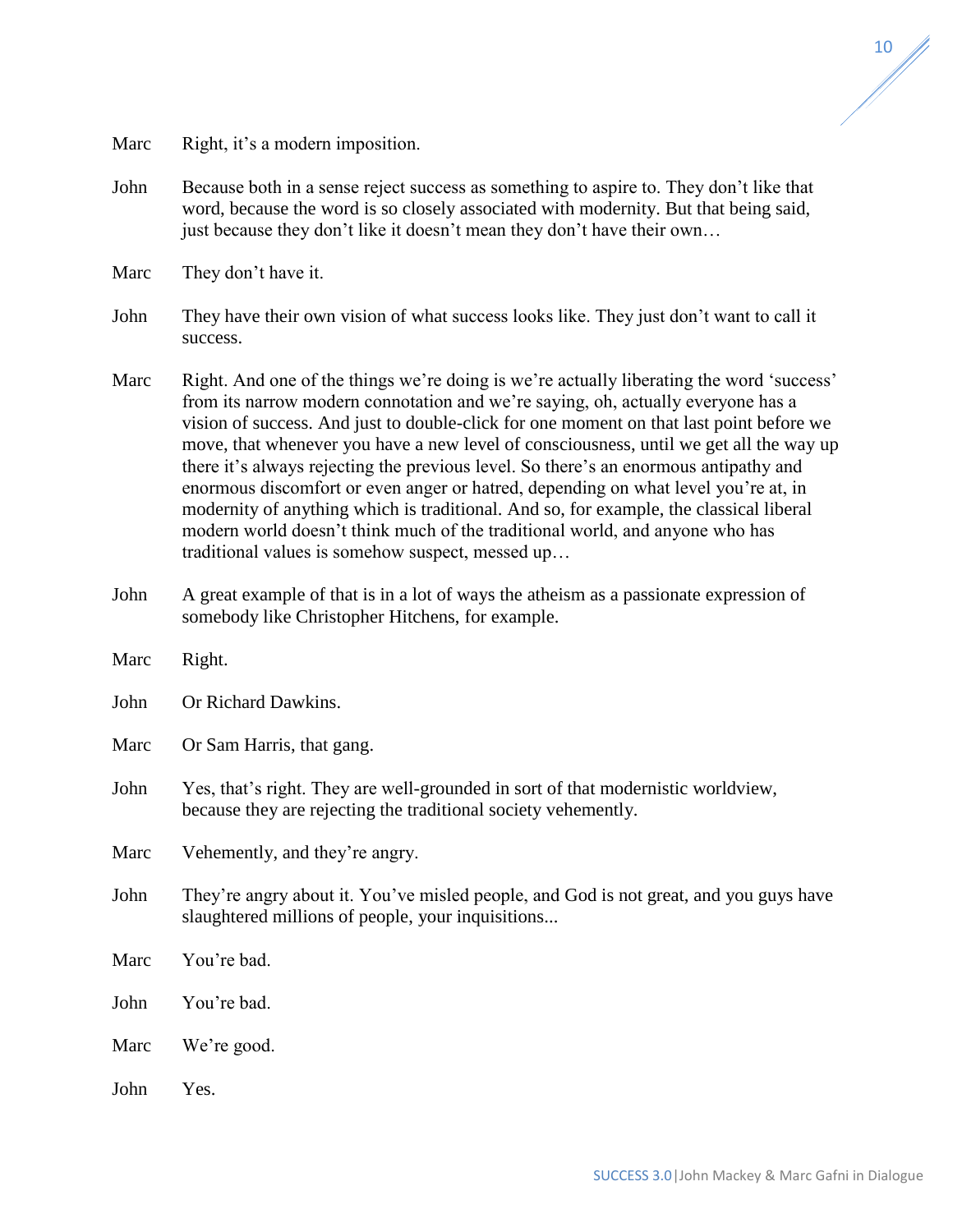Marc Right, it's a modern imposition.

John Because both in a sense reject success as something to aspire to. They don't like that word, because the word is so closely associated with modernity. But that being said, just because they don't like it doesn't mean they don't have their own…

Marc They don't have it.

John They have their own vision of what success looks like. They just don't want to call it success.

Marc Right. And one of the things we're doing is we're actually liberating the word 'success' from its narrow modern connotation and we're saying, oh, actually everyone has a vision of success. And just to double-click for one moment on that last point before we move, that whenever you have a new level of consciousness, until we get all the way up there it's always rejecting the previous level. So there's an enormous antipathy and enormous discomfort or even anger or hatred, depending on what level you're at, in modernity of anything which is traditional. And so, for example, the classical liberal modern world doesn't think much of the traditional world, and anyone who has traditional values is somehow suspect, messed up…

John A great example of that is in a lot of ways the atheism as a passionate expression of somebody like Christopher Hitchens, for example.

Marc Right.

John Or Richard Dawkins.

Marc Or Sam Harris, that gang.

John Yes, that's right. They are well-grounded in sort of that modernistic worldview, because they are rejecting the traditional society vehemently.

Marc Vehemently, and they're angry.

John They're angry about it. You've misled people, and God is not great, and you guys have slaughtered millions of people, your inquisitions...

Marc You're bad.

John You're bad.

Marc We're good.

John Yes.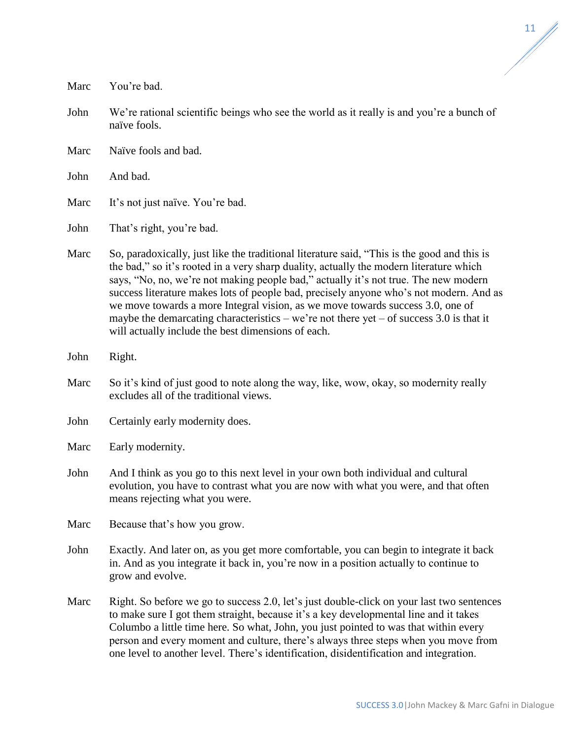Marc You're bad.

John We're rational scientific beings who see the world as it really is and you're a bunch of naïve fools.

Marc Naïve fools and bad.

John And bad.

Marc It's not just naïve. You're bad.

John That's right, you're bad.

Marc So, paradoxically, just like the traditional literature said, "This is the good and this is the bad," so it's rooted in a very sharp duality, actually the modern literature which says, "No, no, we're not making people bad," actually it's not true. The new modern success literature makes lots of people bad, precisely anyone who's not modern. And as we move towards a more Integral vision, as we move towards success 3.0, one of maybe the demarcating characteristics – we're not there yet – of success 3.0 is that it will actually include the best dimensions of each.

John Right.

Marc So it's kind of just good to note along the way, like, wow, okay, so modernity really excludes all of the traditional views.

John Certainly early modernity does.

Marc Early modernity.

John And I think as you go to this next level in your own both individual and cultural evolution, you have to contrast what you are now with what you were, and that often means rejecting what you were.

Marc Because that's how you grow.

John Exactly. And later on, as you get more comfortable, you can begin to integrate it back in. And as you integrate it back in, you're now in a position actually to continue to grow and evolve.

Marc Right. So before we go to success 2.0, let's just double-click on your last two sentences to make sure I got them straight, because it's a key developmental line and it takes Columbo a little time here. So what, John, you just pointed to was that within every person and every moment and culture, there's always three steps when you move from one level to another level. There's identification, disidentification and integration.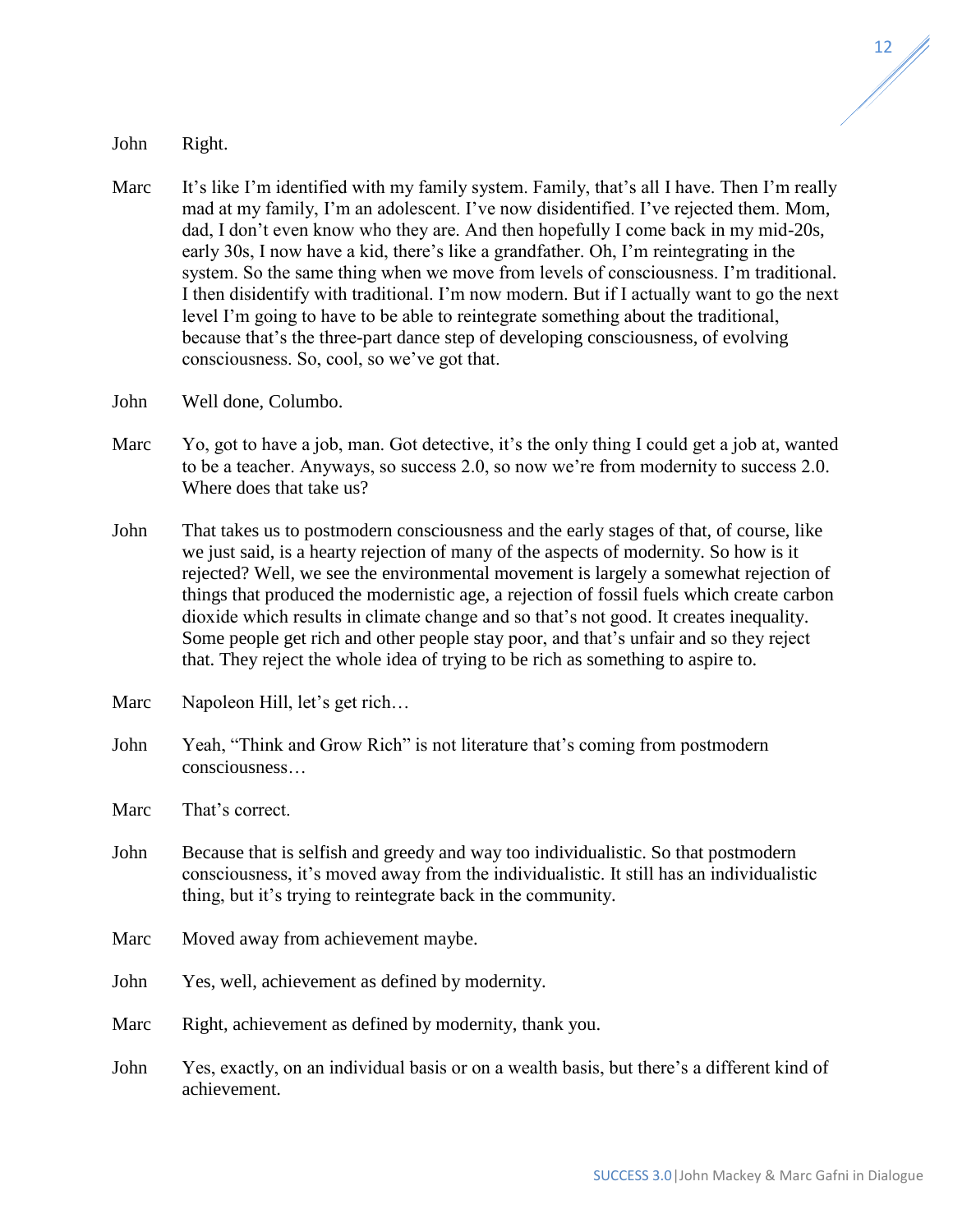John Right.

Marc It's like I'm identified with my family system. Family, that's all I have. Then I'm really mad at my family, I'm an adolescent. I've now disidentified. I've rejected them. Mom, dad, I don't even know who they are. And then hopefully I come back in my mid-20s, early 30s, I now have a kid, there's like a grandfather. Oh, I'm reintegrating in the system. So the same thing when we move from levels of consciousness. I'm traditional. I then disidentify with traditional. I'm now modern. But if I actually want to go the next level I'm going to have to be able to reintegrate something about the traditional, because that's the three-part dance step of developing consciousness, of evolving consciousness. So, cool, so we've got that.

John Well done, Columbo.

Marc Yo, got to have a job, man. Got detective, it's the only thing I could get a job at, wanted to be a teacher. Anyways, so success 2.0, so now we're from modernity to success 2.0. Where does that take us?

John That takes us to postmodern consciousness and the early stages of that, of course, like we just said, is a hearty rejection of many of the aspects of modernity. So how is it rejected? Well, we see the environmental movement is largely a somewhat rejection of things that produced the modernistic age, a rejection of fossil fuels which create carbon dioxide which results in climate change and so that's not good. It creates inequality. Some people get rich and other people stay poor, and that's unfair and so they reject that. They reject the whole idea of trying to be rich as something to aspire to.

Marc Napoleon Hill, let's get rich…

John Yeah, "Think and Grow Rich" is not literature that's coming from postmodern consciousness…

Marc That's correct.

John Because that is selfish and greedy and way too individualistic. So that postmodern consciousness, it's moved away from the individualistic. It still has an individualistic thing, but it's trying to reintegrate back in the community.

Marc Moved away from achievement maybe.

John Yes, well, achievement as defined by modernity.

Marc Right, achievement as defined by modernity, thank you.

John Yes, exactly, on an individual basis or on a wealth basis, but there's a different kind of achievement.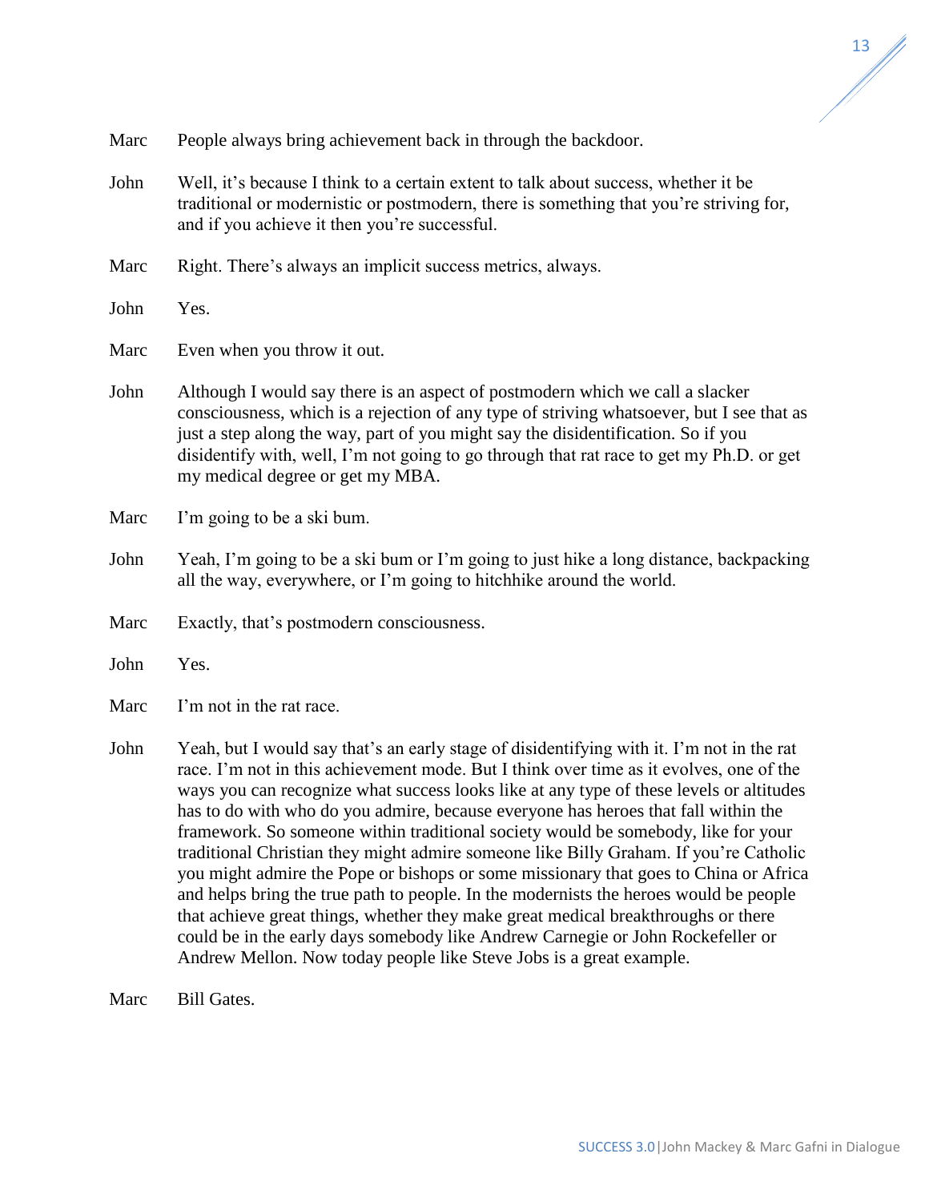Marc	People always bring achievement back in through the backdoor.

John	Well, it's because I think to a certain extent to talk about success, whether it be traditional or modernistic or postmodern, there is something that you're striving for, and if you achieve it then you're successful.

Marc	Right. There's always an implicit success metrics, always.

John	Yes.

Marc	Even when you throw it out.

John	Although I would say there is an aspect of postmodern which we call a slacker consciousness, which is a rejection of any type of striving whatsoever, but I see that as just a step along the way, part of you might say the disidentification. So if you disidentify with, well, I'm not going to go through that rat race to get my Ph.D. or get my medical degree or get my MBA.

Marc	I'm going to be a ski bum.

John	Yeah, I'm going to be a ski bum or I'm going to just hike a long distance, backpacking all the way, everywhere, or I'm going to hitchhike around the world.

Marc	Exactly, that's postmodern consciousness.

John	Yes.

Marc	I'm not in the rat race.

John	Yeah, but I would say that's an early stage of disidentifying with it. I'm not in the rat race. I'm not in this achievement mode. But I think over time as it evolves, one of the ways you can recognize what success looks like at any type of these levels or altitudes has to do with who do you admire, because everyone has heroes that fall within the framework. So someone within traditional society would be somebody, like for your traditional Christian they might admire someone like Billy Graham. If you're Catholic you might admire the Pope or bishops or some missionary that goes to China or Africa and helps bring the true path to people. In the modernists the heroes would be people that achieve great things, whether they make great medical breakthroughs or there could be in the early days somebody like Andrew Carnegie or John Rockefeller or Andrew Mellon. Now today people like Steve Jobs is a great example.

Marc	Bill Gates.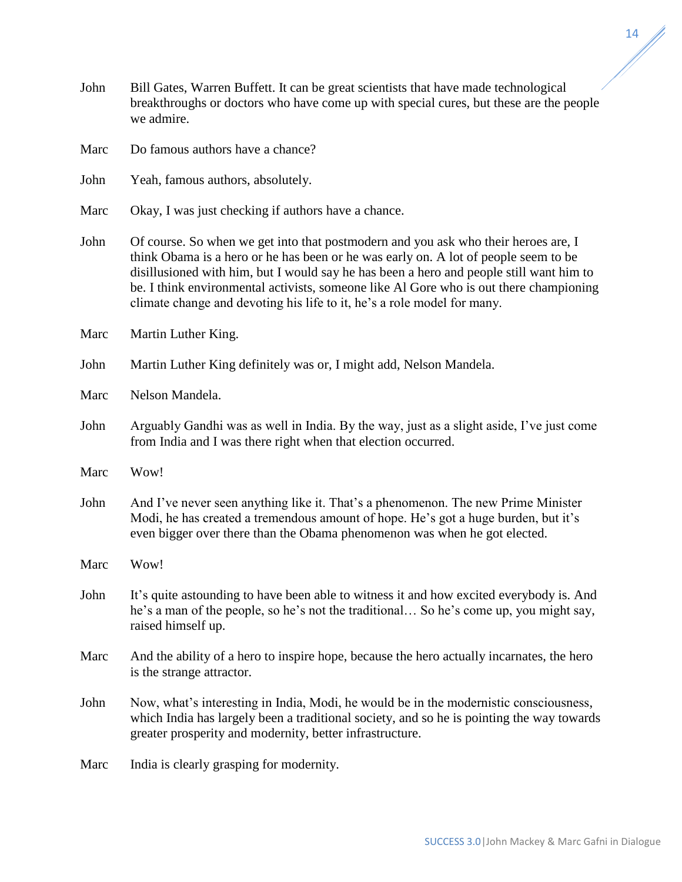John Bill Gates, Warren Buffett. It can be great scientists that have made technological breakthroughs or doctors who have come up with special cures, but these are the people we admire.

Marc Do famous authors have a chance?

John Yeah, famous authors, absolutely.

Marc Okay, I was just checking if authors have a chance.

John Of course. So when we get into that postmodern and you ask who their heroes are, I think Obama is a hero or he has been or he was early on. A lot of people seem to be disillusioned with him, but I would say he has been a hero and people still want him to be. I think environmental activists, someone like Al Gore who is out there championing climate change and devoting his life to it, he's a role model for many.

Marc Martin Luther King.

John Martin Luther King definitely was or, I might add, Nelson Mandela.

Marc Nelson Mandela.

John Arguably Gandhi was as well in India. By the way, just as a slight aside, I've just come from India and I was there right when that election occurred.

Marc Wow!

John And I've never seen anything like it. That's a phenomenon. The new Prime Minister Modi, he has created a tremendous amount of hope. He's got a huge burden, but it's even bigger over there than the Obama phenomenon was when he got elected.

Marc Wow!

John It's quite astounding to have been able to witness it and how excited everybody is. And he's a man of the people, so he's not the traditional… So he's come up, you might say, raised himself up.

Marc And the ability of a hero to inspire hope, because the hero actually incarnates, the hero is the strange attractor.

John Now, what's interesting in India, Modi, he would be in the modernistic consciousness, which India has largely been a traditional society, and so he is pointing the way towards greater prosperity and modernity, better infrastructure.

Marc India is clearly grasping for modernity.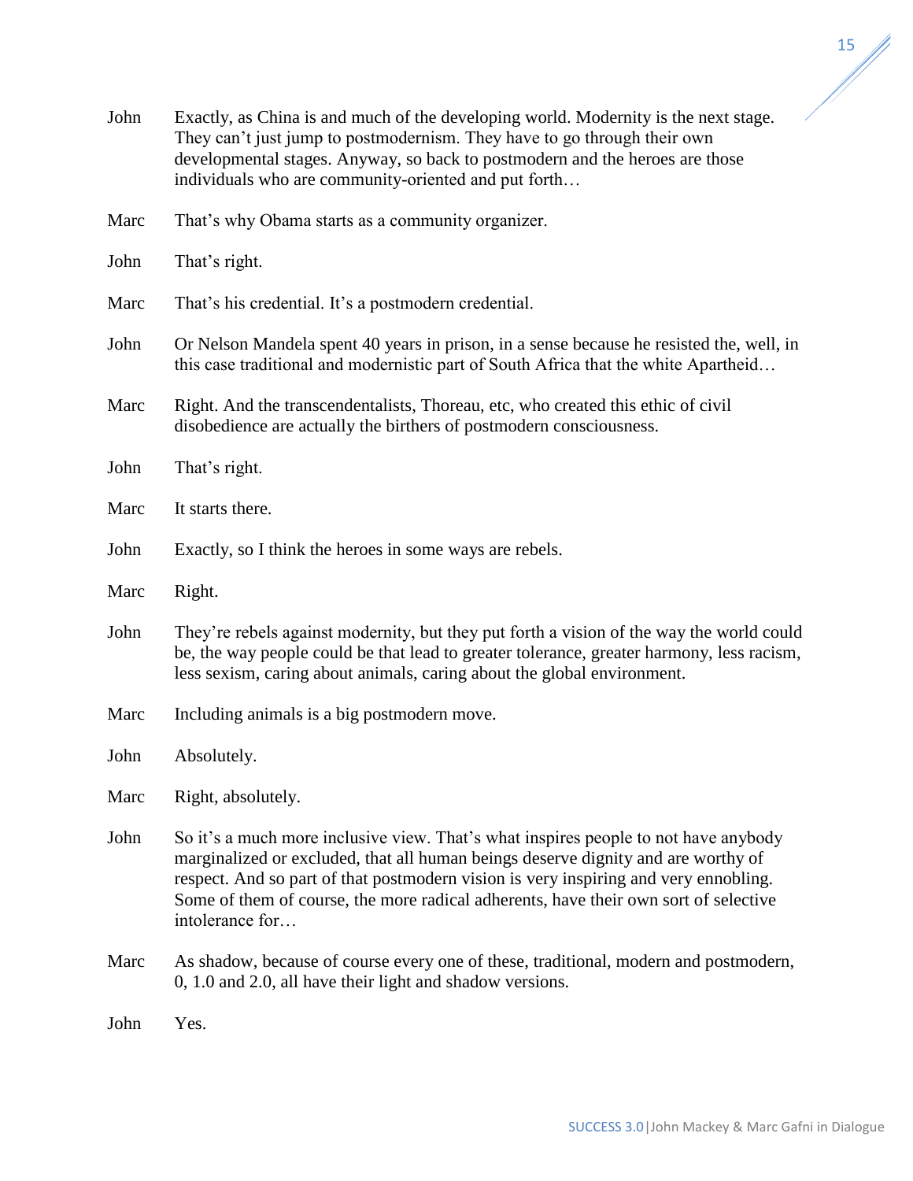John	Exactly, as China is and much of the developing world. Modernity is the next stage. They can't just jump to postmodernism. They have to go through their own developmental stages. Anyway, so back to postmodern and the heroes are those individuals who are community-oriented and put forth…

Marc	That's why Obama starts as a community organizer.

John	That's right.

Marc	That's his credential. It's a postmodern credential.

John	Or Nelson Mandela spent 40 years in prison, in a sense because he resisted the, well, in this case traditional and modernistic part of South Africa that the white Apartheid…

Marc	Right. And the transcendentalists, Thoreau, etc, who created this ethic of civil disobedience are actually the birthers of postmodern consciousness.

John	That's right.

Marc	It starts there.

John	Exactly, so I think the heroes in some ways are rebels.

Marc	Right.

John	They're rebels against modernity, but they put forth a vision of the way the world could be, the way people could be that lead to greater tolerance, greater harmony, less racism, less sexism, caring about animals, caring about the global environment.

Marc	Including animals is a big postmodern move.

John	Absolutely.

Marc	Right, absolutely.

John	So it's a much more inclusive view. That's what inspires people to not have anybody marginalized or excluded, that all human beings deserve dignity and are worthy of respect. And so part of that postmodern vision is very inspiring and very ennobling. Some of them of course, the more radical adherents, have their own sort of selective intolerance for…

Marc	As shadow, because of course every one of these, traditional, modern and postmodern, 0, 1.0 and 2.0, all have their light and shadow versions.

John	Yes.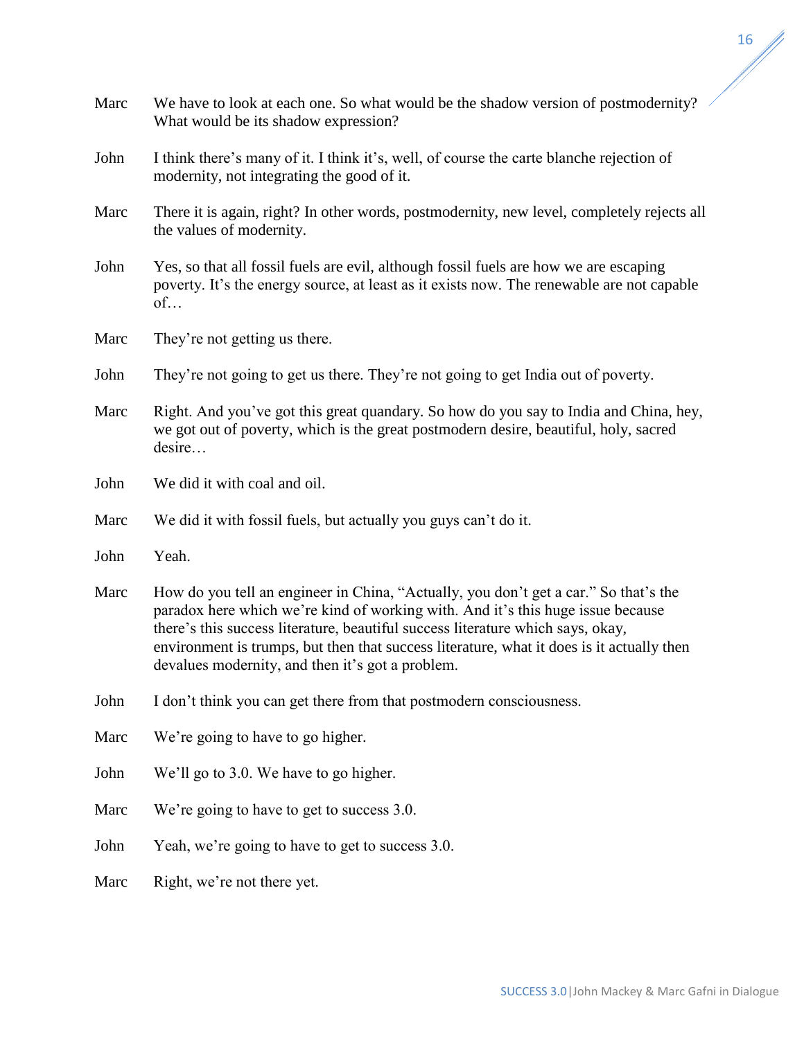**Marc** We have to look at each one. So what would be the shadow version of postmodernity? What would be its shadow expression?

**John** I think there's many of it. I think it's, well, of course the carte blanche rejection of modernity, not integrating the good of it.

**Marc** There it is again, right? In other words, postmodernity, new level, completely rejects all the values of modernity.

**John** Yes, so that all fossil fuels are evil, although fossil fuels are how we are escaping poverty. It's the energy source, at least as it exists now. The renewable are not capable of…

**Marc** They're not getting us there.

**John** They're not going to get us there. They're not going to get India out of poverty.

**Marc** Right. And you've got this great quandary. So how do you say to India and China, hey, we got out of poverty, which is the great postmodern desire, beautiful, holy, sacred desire…

**John** We did it with coal and oil.

**Marc** We did it with fossil fuels, but actually you guys can't do it.

**John** Yeah.

**Marc** How do you tell an engineer in China, "Actually, you don't get a car." So that's the paradox here which we're kind of working with. And it's this huge issue because there's this success literature, beautiful success literature which says, okay, environment is trumps, but then that success literature, what it does is it actually then devalues modernity, and then it's got a problem.

**John** I don't think you can get there from that postmodern consciousness.

**Marc** We're going to have to go higher.

**John** We'll go to 3.0. We have to go higher.

**Marc** We're going to have to get to success 3.0.

**John** Yeah, we're going to have to get to success 3.0.

**Marc** Right, we're not there yet.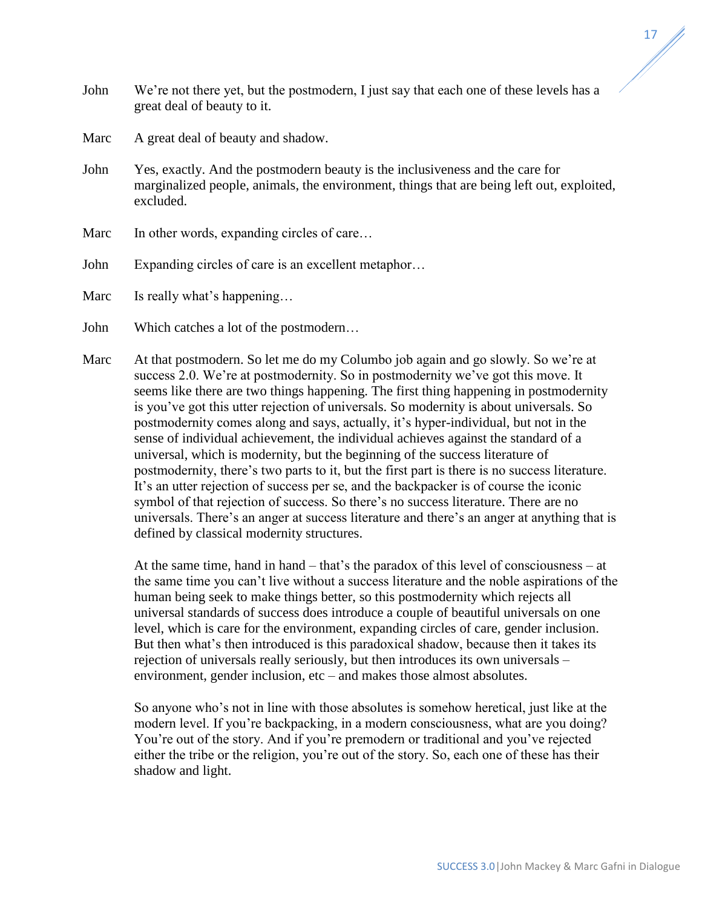John We're not there yet, but the postmodern, I just say that each one of these levels has a great deal of beauty to it.

Marc A great deal of beauty and shadow.

John Yes, exactly. And the postmodern beauty is the inclusiveness and the care for marginalized people, animals, the environment, things that are being left out, exploited, excluded.

Marc In other words, expanding circles of care…

John Expanding circles of care is an excellent metaphor…

Marc Is really what's happening…

John Which catches a lot of the postmodern…

Marc At that postmodern. So let me do my Columbo job again and go slowly. So we're at success 2.0. We're at postmodernity. So in postmodernity we've got this move. It seems like there are two things happening. The first thing happening in postmodernity is you've got this utter rejection of universals. So modernity is about universals. So postmodernity comes along and says, actually, it's hyper-individual, but not in the sense of individual achievement, the individual achieves against the standard of a universal, which is modernity, but the beginning of the success literature of postmodernity, there's two parts to it, but the first part is there is no success literature. It's an utter rejection of success per se, and the backpacker is of course the iconic symbol of that rejection of success. So there's no success literature. There are no universals. There's an anger at success literature and there's an anger at anything that is defined by classical modernity structures.

At the same time, hand in hand – that's the paradox of this level of consciousness – at the same time you can't live without a success literature and the noble aspirations of the human being seek to make things better, so this postmodernity which rejects all universal standards of success does introduce a couple of beautiful universals on one level, which is care for the environment, expanding circles of care, gender inclusion. But then what's then introduced is this paradoxical shadow, because then it takes its rejection of universals really seriously, but then introduces its own universals – environment, gender inclusion, etc – and makes those almost absolutes.

So anyone who's not in line with those absolutes is somehow heretical, just like at the modern level. If you're backpacking, in a modern consciousness, what are you doing? You're out of the story. And if you're premodern or traditional and you've rejected either the tribe or the religion, you're out of the story. So, each one of these has their shadow and light.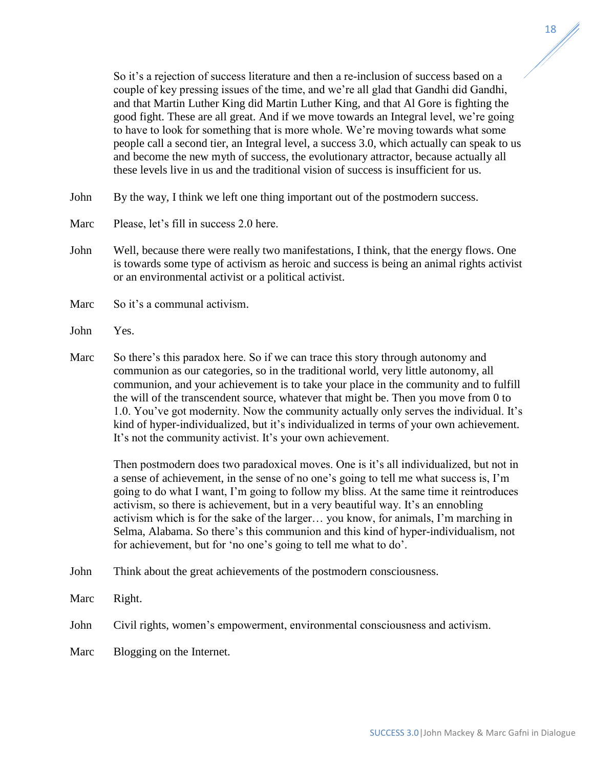So it's a rejection of success literature and then a re-inclusion of success based on a couple of key pressing issues of the time, and we're all glad that Gandhi did Gandhi, and that Martin Luther King did Martin Luther King, and that Al Gore is fighting the good fight. These are all great. And if we move towards an Integral level, we're going to have to look for something that is more whole. We're moving towards what some people call a second tier, an Integral level, a success 3.0, which actually can speak to us and become the new myth of success, the evolutionary attractor, because actually all these levels live in us and the traditional vision of success is insufficient for us.

**John** By the way, I think we left one thing important out of the postmodern success.

**Marc** Please, let's fill in success 2.0 here.

**John** Well, because there were really two manifestations, I think, that the energy flows. One is towards some type of activism as heroic and success is being an animal rights activist or an environmental activist or a political activist.

**Marc** So it's a communal activism.

**John** Yes.

**Marc** So there's this paradox here. So if we can trace this story through autonomy and communion as our categories, so in the traditional world, very little autonomy, all communion, and your achievement is to take your place in the community and to fulfill the will of the transcendent source, whatever that might be. Then you move from 0 to 1.0. You've got modernity. Now the community actually only serves the individual. It's kind of hyper-individualized, but it's individualized in terms of your own achievement. It's not the community activist. It's your own achievement.

Then postmodern does two paradoxical moves. One is it's all individualized, but not in a sense of achievement, in the sense of no one's going to tell me what success is, I'm going to do what I want, I'm going to follow my bliss. At the same time it reintroduces activism, so there is achievement, but in a very beautiful way. It's an ennobling activism which is for the sake of the larger… you know, for animals, I'm marching in Selma, Alabama. So there's this communion and this kind of hyper-individualism, not for achievement, but for 'no one's going to tell me what to do'.

**John** Think about the great achievements of the postmodern consciousness.

**Marc** Right.

**John** Civil rights, women's empowerment, environmental consciousness and activism.

**Marc** Blogging on the Internet.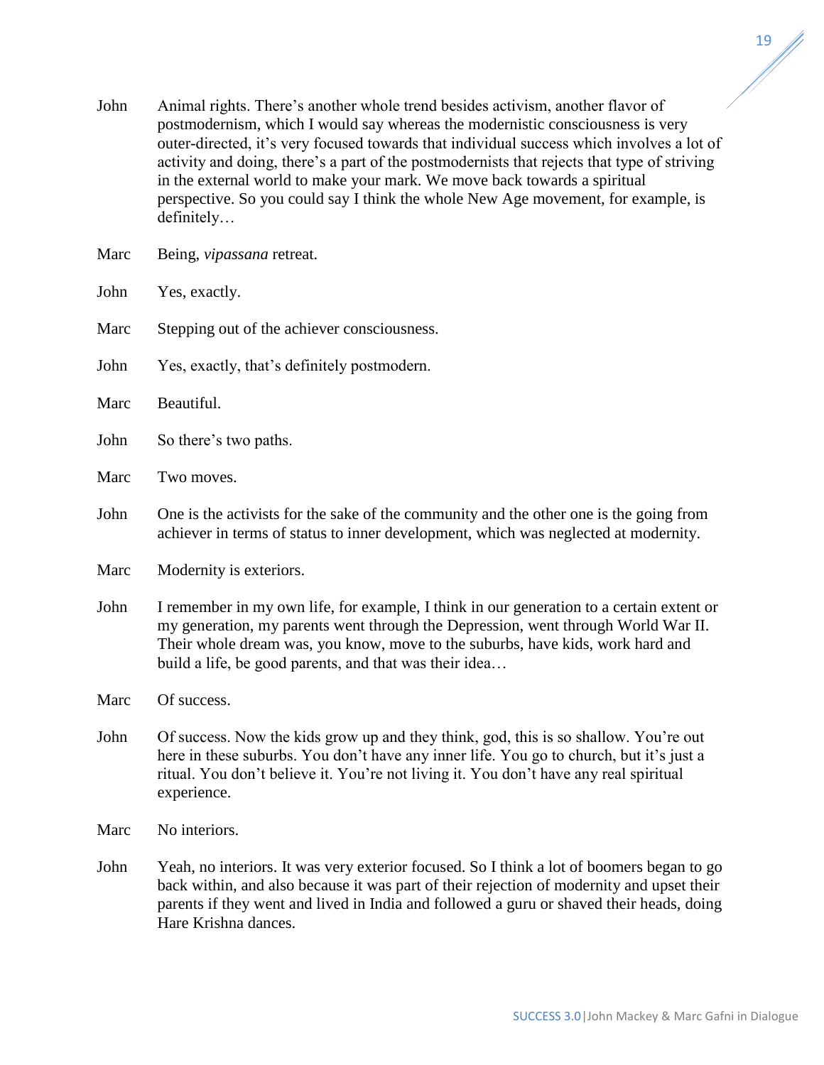John Animal rights. There's another whole trend besides activism, another flavor of postmodernism, which I would say whereas the modernistic consciousness is very outer-directed, it's very focused towards that individual success which involves a lot of activity and doing, there's a part of the postmodernists that rejects that type of striving in the external world to make your mark. We move back towards a spiritual perspective. So you could say I think the whole New Age movement, for example, is definitely…

Marc Being, *vipassana* retreat.

John Yes, exactly.

Marc Stepping out of the achiever consciousness.

John Yes, exactly, that's definitely postmodern.

Marc Beautiful.

John So there's two paths.

Marc Two moves.

John One is the activists for the sake of the community and the other one is the going from achiever in terms of status to inner development, which was neglected at modernity.

Marc Modernity is exteriors.

John I remember in my own life, for example, I think in our generation to a certain extent or my generation, my parents went through the Depression, went through World War II. Their whole dream was, you know, move to the suburbs, have kids, work hard and build a life, be good parents, and that was their idea…

Marc Of success.

John Of success. Now the kids grow up and they think, god, this is so shallow. You're out here in these suburbs. You don't have any inner life. You go to church, but it's just a ritual. You don't believe it. You're not living it. You don't have any real spiritual experience.

Marc No interiors.

John Yeah, no interiors. It was very exterior focused. So I think a lot of boomers began to go back within, and also because it was part of their rejection of modernity and upset their parents if they went and lived in India and followed a guru or shaved their heads, doing Hare Krishna dances.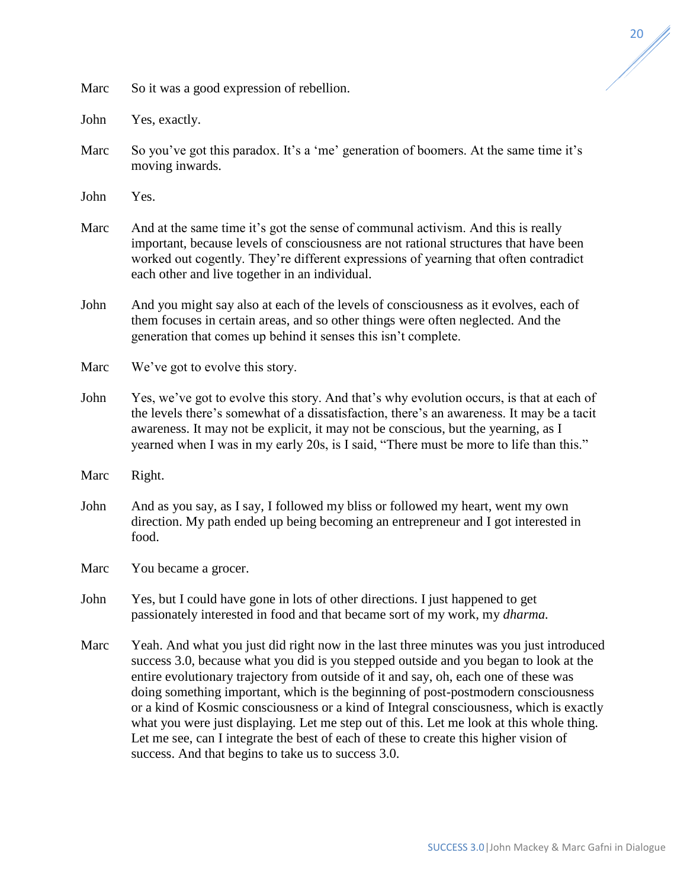Marc So it was a good expression of rebellion.

John Yes, exactly.

Marc So you've got this paradox. It's a 'me' generation of boomers. At the same time it's moving inwards.

John Yes.

Marc And at the same time it's got the sense of communal activism. And this is really important, because levels of consciousness are not rational structures that have been worked out cogently. They're different expressions of yearning that often contradict each other and live together in an individual.

John And you might say also at each of the levels of consciousness as it evolves, each of them focuses in certain areas, and so other things were often neglected. And the generation that comes up behind it senses this isn't complete.

Marc We've got to evolve this story.

John Yes, we've got to evolve this story. And that's why evolution occurs, is that at each of the levels there's somewhat of a dissatisfaction, there's an awareness. It may be a tacit awareness. It may not be explicit, it may not be conscious, but the yearning, as I yearned when I was in my early 20s, is I said, "There must be more to life than this."

Marc Right.

John And as you say, as I say, I followed my bliss or followed my heart, went my own direction. My path ended up being becoming an entrepreneur and I got interested in food.

Marc You became a grocer.

John Yes, but I could have gone in lots of other directions. I just happened to get passionately interested in food and that became sort of my work, my *dharma.*

Marc Yeah. And what you just did right now in the last three minutes was you just introduced success 3.0, because what you did is you stepped outside and you began to look at the entire evolutionary trajectory from outside of it and say, oh, each one of these was doing something important, which is the beginning of post-postmodern consciousness or a kind of Kosmic consciousness or a kind of Integral consciousness, which is exactly what you were just displaying. Let me step out of this. Let me look at this whole thing. Let me see, can I integrate the best of each of these to create this higher vision of success. And that begins to take us to success 3.0.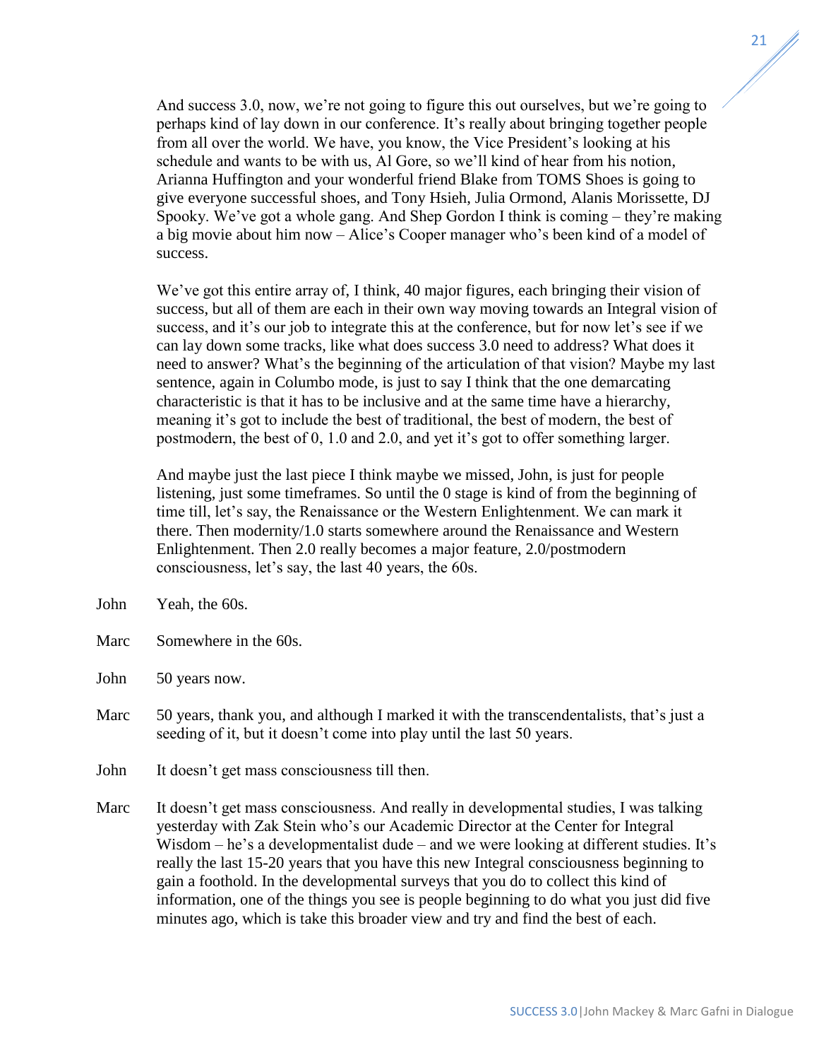And success 3.0, now, we're not going to figure this out ourselves, but we're going to perhaps kind of lay down in our conference. It's really about bringing together people from all over the world. We have, you know, the Vice President's looking at his schedule and wants to be with us, Al Gore, so we'll kind of hear from his notion, Arianna Huffington and your wonderful friend Blake from TOMS Shoes is going to give everyone successful shoes, and Tony Hsieh, Julia Ormond, Alanis Morissette, DJ Spooky. We've got a whole gang. And Shep Gordon I think is coming – they're making a big movie about him now – Alice's Cooper manager who's been kind of a model of success.

We've got this entire array of, I think, 40 major figures, each bringing their vision of success, but all of them are each in their own way moving towards an Integral vision of success, and it's our job to integrate this at the conference, but for now let's see if we can lay down some tracks, like what does success 3.0 need to address? What does it need to answer? What's the beginning of the articulation of that vision? Maybe my last sentence, again in Columbo mode, is just to say I think that the one demarcating characteristic is that it has to be inclusive and at the same time have a hierarchy, meaning it's got to include the best of traditional, the best of modern, the best of postmodern, the best of 0, 1.0 and 2.0, and yet it's got to offer something larger.

And maybe just the last piece I think maybe we missed, John, is just for people listening, just some timeframes. So until the 0 stage is kind of from the beginning of time till, let's say, the Renaissance or the Western Enlightenment. We can mark it there. Then modernity/1.0 starts somewhere around the Renaissance and Western Enlightenment. Then 2.0 really becomes a major feature, 2.0/postmodern consciousness, let's say, the last 40 years, the 60s.

John  Yeah, the 60s.

Marc  Somewhere in the 60s.

John  50 years now.

Marc  50 years, thank you, and although I marked it with the transcendentalists, that's just a seeding of it, but it doesn't come into play until the last 50 years.

John  It doesn't get mass consciousness till then.

Marc  It doesn't get mass consciousness. And really in developmental studies, I was talking yesterday with Zak Stein who's our Academic Director at the Center for Integral Wisdom – he's a developmentalist dude – and we were looking at different studies. It's really the last 15-20 years that you have this new Integral consciousness beginning to gain a foothold. In the developmental surveys that you do to collect this kind of information, one of the things you see is people beginning to do what you just did five minutes ago, which is take this broader view and try and find the best of each.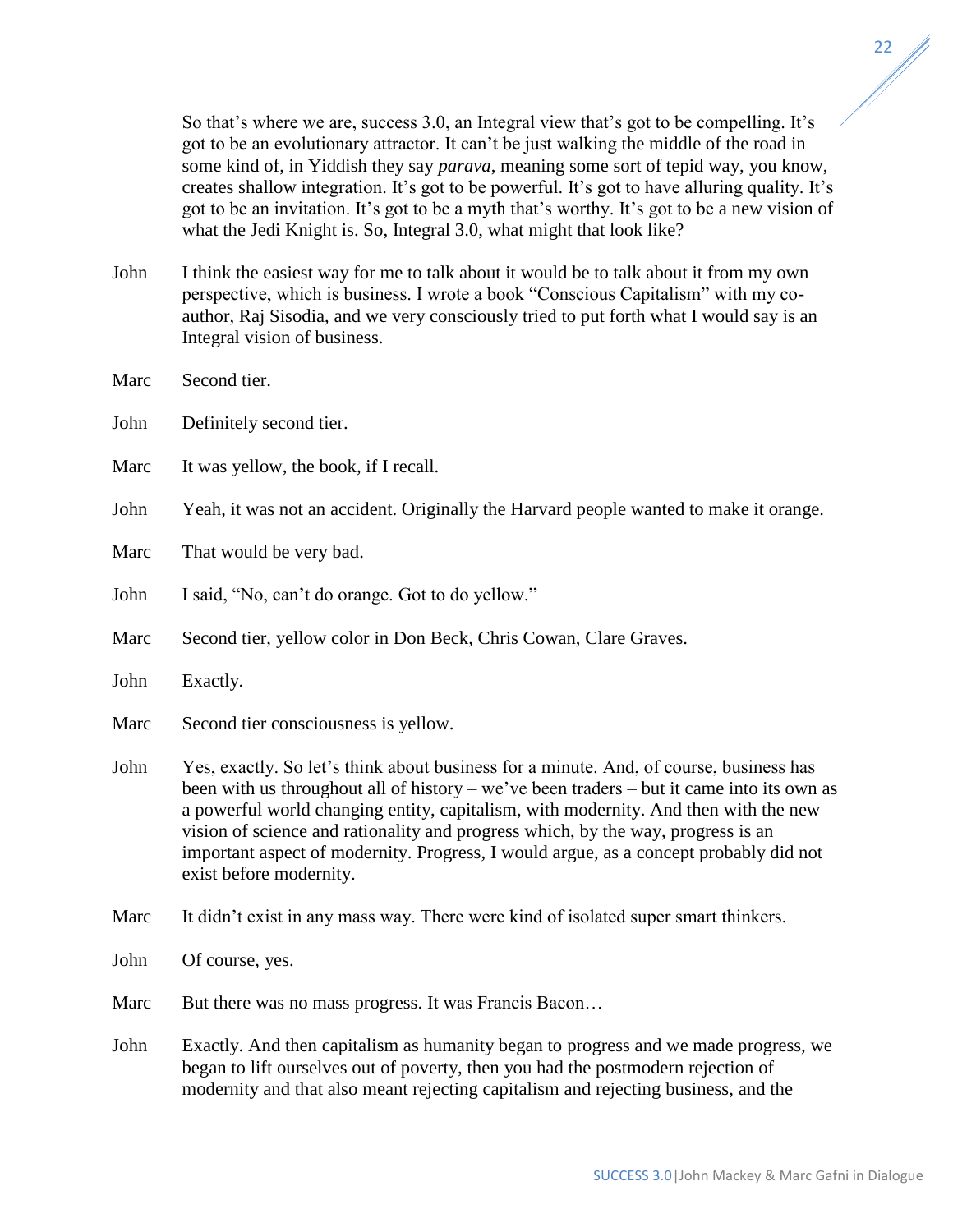So that's where we are, success 3.0, an Integral view that's got to be compelling. It's got to be an evolutionary attractor. It can't be just walking the middle of the road in some kind of, in Yiddish they say *parava*, meaning some sort of tepid way, you know, creates shallow integration. It's got to be powerful. It's got to have alluring quality. It's got to be an invitation. It's got to be a myth that's worthy. It's got to be a new vision of what the Jedi Knight is. So, Integral 3.0, what might that look like?

John I think the easiest way for me to talk about it would be to talk about it from my own perspective, which is business. I wrote a book "Conscious Capitalism" with my co-author, Raj Sisodia, and we very consciously tried to put forth what I would say is an Integral vision of business.

Marc Second tier.

John Definitely second tier.

Marc It was yellow, the book, if I recall.

John Yeah, it was not an accident. Originally the Harvard people wanted to make it orange.

Marc That would be very bad.

John I said, "No, can't do orange. Got to do yellow."

Marc Second tier, yellow color in Don Beck, Chris Cowan, Clare Graves.

John Exactly.

Marc Second tier consciousness is yellow.

John Yes, exactly. So let's think about business for a minute. And, of course, business has been with us throughout all of history – we've been traders – but it came into its own as a powerful world changing entity, capitalism, with modernity. And then with the new vision of science and rationality and progress which, by the way, progress is an important aspect of modernity. Progress, I would argue, as a concept probably did not exist before modernity.

Marc It didn't exist in any mass way. There were kind of isolated super smart thinkers.

John Of course, yes.

Marc But there was no mass progress. It was Francis Bacon…

John Exactly. And then capitalism as humanity began to progress and we made progress, we began to lift ourselves out of poverty, then you had the postmodern rejection of modernity and that also meant rejecting capitalism and rejecting business, and the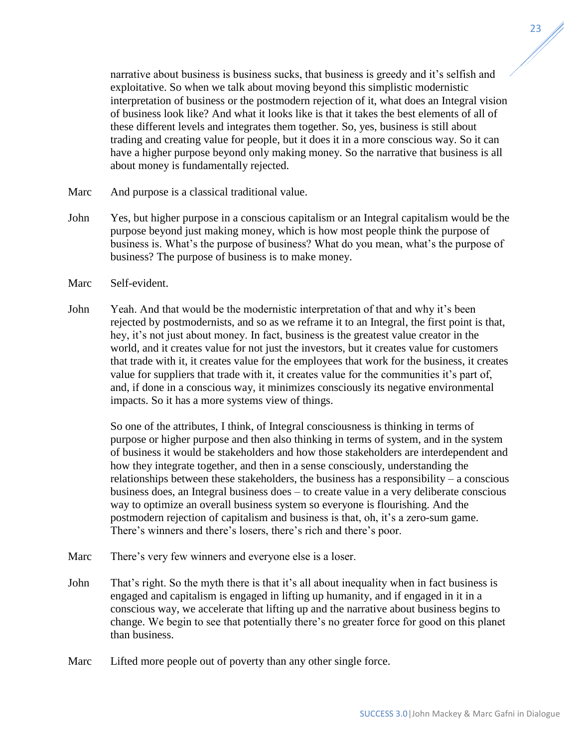narrative about business is business sucks, that business is greedy and it's selfish and exploitative. So when we talk about moving beyond this simplistic modernistic interpretation of business or the postmodern rejection of it, what does an Integral vision of business look like? And what it looks like is that it takes the best elements of all of these different levels and integrates them together. So, yes, business is still about trading and creating value for people, but it does it in a more conscious way. So it can have a higher purpose beyond only making money. So the narrative that business is all about money is fundamentally rejected.

Marc And purpose is a classical traditional value.

John Yes, but higher purpose in a conscious capitalism or an Integral capitalism would be the purpose beyond just making money, which is how most people think the purpose of business is. What's the purpose of business? What do you mean, what's the purpose of business? The purpose of business is to make money.

Marc Self-evident.

John Yeah. And that would be the modernistic interpretation of that and why it's been rejected by postmodernists, and so as we reframe it to an Integral, the first point is that, hey, it's not just about money. In fact, business is the greatest value creator in the world, and it creates value for not just the investors, but it creates value for customers that trade with it, it creates value for the employees that work for the business, it creates value for suppliers that trade with it, it creates value for the communities it's part of, and, if done in a conscious way, it minimizes consciously its negative environmental impacts. So it has a more systems view of things.

So one of the attributes, I think, of Integral consciousness is thinking in terms of purpose or higher purpose and then also thinking in terms of system, and in the system of business it would be stakeholders and how those stakeholders are interdependent and how they integrate together, and then in a sense consciously, understanding the relationships between these stakeholders, the business has a responsibility – a conscious business does, an Integral business does – to create value in a very deliberate conscious way to optimize an overall business system so everyone is flourishing. And the postmodern rejection of capitalism and business is that, oh, it's a zero-sum game. There's winners and there's losers, there's rich and there's poor.

Marc There's very few winners and everyone else is a loser.

John That's right. So the myth there is that it's all about inequality when in fact business is engaged and capitalism is engaged in lifting up humanity, and if engaged in it in a conscious way, we accelerate that lifting up and the narrative about business begins to change. We begin to see that potentially there's no greater force for good on this planet than business.

Marc Lifted more people out of poverty than any other single force.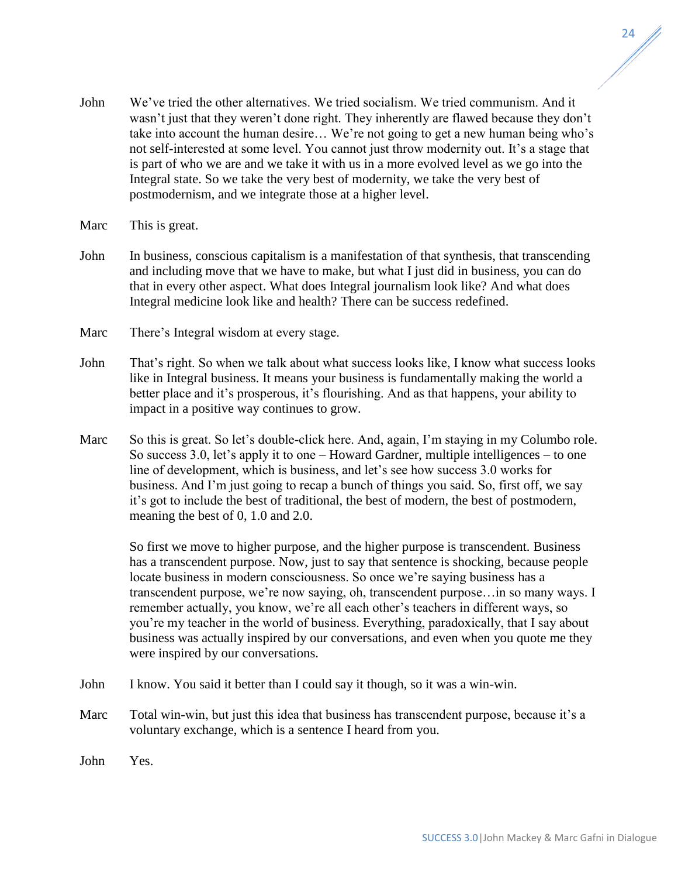John We've tried the other alternatives. We tried socialism. We tried communism. And it wasn't just that they weren't done right. They inherently are flawed because they don't take into account the human desire… We're not going to get a new human being who's not self-interested at some level. You cannot just throw modernity out. It's a stage that is part of who we are and we take it with us in a more evolved level as we go into the Integral state. So we take the very best of modernity, we take the very best of postmodernism, and we integrate those at a higher level.

Marc This is great.

John In business, conscious capitalism is a manifestation of that synthesis, that transcending and including move that we have to make, but what I just did in business, you can do that in every other aspect. What does Integral journalism look like? And what does Integral medicine look like and health? There can be success redefined.

Marc There's Integral wisdom at every stage.

John That's right. So when we talk about what success looks like, I know what success looks like in Integral business. It means your business is fundamentally making the world a better place and it's prosperous, it's flourishing. And as that happens, your ability to impact in a positive way continues to grow.

Marc So this is great. So let's double-click here. And, again, I'm staying in my Columbo role. So success 3.0, let's apply it to one – Howard Gardner, multiple intelligences – to one line of development, which is business, and let's see how success 3.0 works for business. And I'm just going to recap a bunch of things you said. So, first off, we say it's got to include the best of traditional, the best of modern, the best of postmodern, meaning the best of 0, 1.0 and 2.0.

So first we move to higher purpose, and the higher purpose is transcendent. Business has a transcendent purpose. Now, just to say that sentence is shocking, because people locate business in modern consciousness. So once we're saying business has a transcendent purpose, we're now saying, oh, transcendent purpose…in so many ways. I remember actually, you know, we're all each other's teachers in different ways, so you're my teacher in the world of business. Everything, paradoxically, that I say about business was actually inspired by our conversations, and even when you quote me they were inspired by our conversations.

John I know. You said it better than I could say it though, so it was a win-win.

Marc Total win-win, but just this idea that business has transcendent purpose, because it's a voluntary exchange, which is a sentence I heard from you.

John Yes.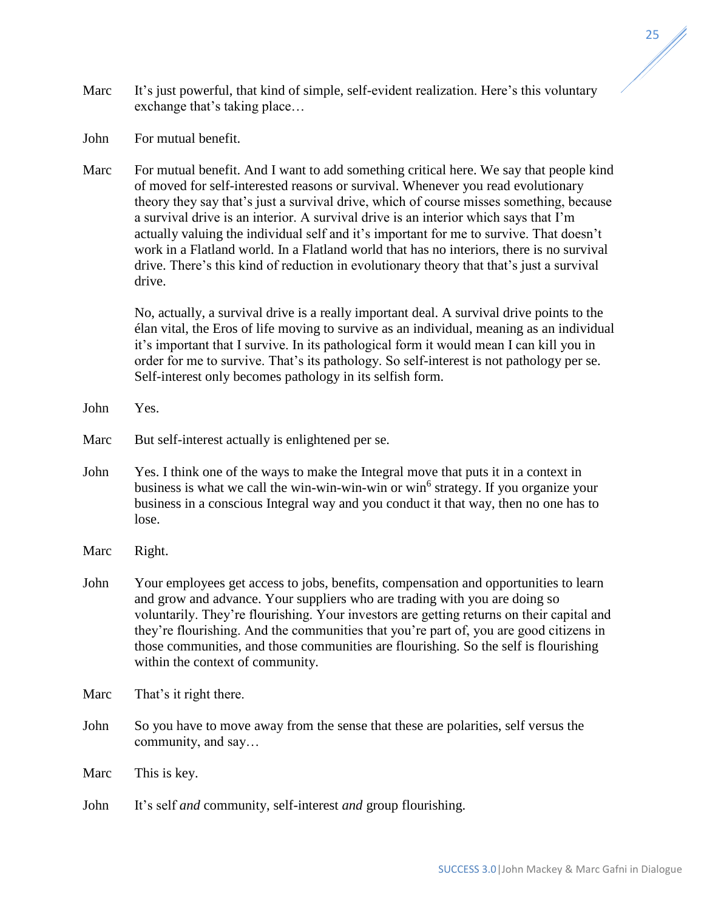Marc It's just powerful, that kind of simple, self-evident realization. Here's this voluntary exchange that's taking place…

John For mutual benefit.

Marc For mutual benefit. And I want to add something critical here. We say that people kind of moved for self-interested reasons or survival. Whenever you read evolutionary theory they say that's just a survival drive, which of course misses something, because a survival drive is an interior. A survival drive is an interior which says that I'm actually valuing the individual self and it's important for me to survive. That doesn't work in a Flatland world. In a Flatland world that has no interiors, there is no survival drive. There's this kind of reduction in evolutionary theory that that's just a survival drive.

No, actually, a survival drive is a really important deal. A survival drive points to the élan vital, the Eros of life moving to survive as an individual, meaning as an individual it's important that I survive. In its pathological form it would mean I can kill you in order for me to survive. That's its pathology. So self-interest is not pathology per se. Self-interest only becomes pathology in its selfish form.

John Yes.

Marc But self-interest actually is enlightened per se.

John Yes. I think one of the ways to make the Integral move that puts it in a context in business is what we call the win-win-win-win or win[6] strategy. If you organize your business in a conscious Integral way and you conduct it that way, then no one has to lose.

Marc Right.

John Your employees get access to jobs, benefits, compensation and opportunities to learn and grow and advance. Your suppliers who are trading with you are doing so voluntarily. They're flourishing. Your investors are getting returns on their capital and they're flourishing. And the communities that you're part of, you are good citizens in those communities, and those communities are flourishing. So the self is flourishing within the context of community.

Marc That's it right there.

John So you have to move away from the sense that these are polarities, self versus the community, and say…

Marc This is key.

John It's self *and* community, self-interest *and* group flourishing.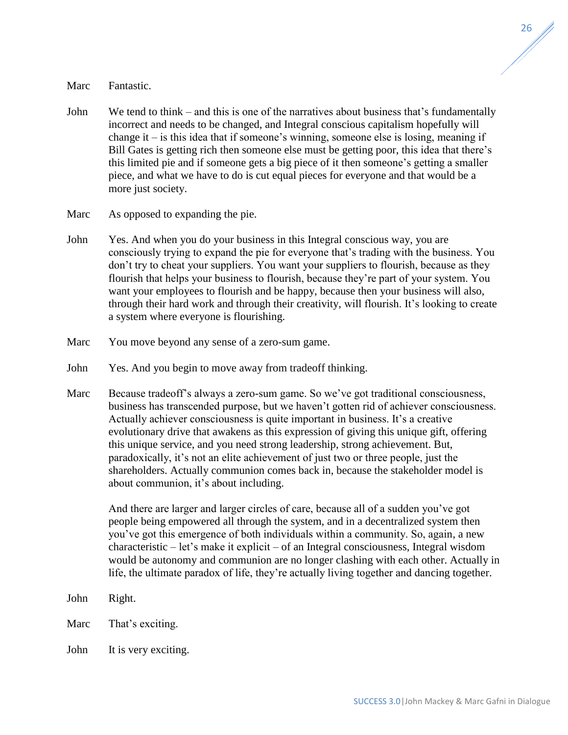Marc Fantastic.

John We tend to think – and this is one of the narratives about business that's fundamentally incorrect and needs to be changed, and Integral conscious capitalism hopefully will change it – is this idea that if someone's winning, someone else is losing, meaning if Bill Gates is getting rich then someone else must be getting poor, this idea that there's this limited pie and if someone gets a big piece of it then someone's getting a smaller piece, and what we have to do is cut equal pieces for everyone and that would be a more just society.

Marc As opposed to expanding the pie.

John Yes. And when you do your business in this Integral conscious way, you are consciously trying to expand the pie for everyone that's trading with the business. You don't try to cheat your suppliers. You want your suppliers to flourish, because as they flourish that helps your business to flourish, because they're part of your system. You want your employees to flourish and be happy, because then your business will also, through their hard work and through their creativity, will flourish. It's looking to create a system where everyone is flourishing.

Marc You move beyond any sense of a zero-sum game.

John Yes. And you begin to move away from tradeoff thinking.

Marc Because tradeoff's always a zero-sum game. So we've got traditional consciousness, business has transcended purpose, but we haven't gotten rid of achiever consciousness. Actually achiever consciousness is quite important in business. It's a creative evolutionary drive that awakens as this expression of giving this unique gift, offering this unique service, and you need strong leadership, strong achievement. But, paradoxically, it's not an elite achievement of just two or three people, just the shareholders. Actually communion comes back in, because the stakeholder model is about communion, it's about including.

And there are larger and larger circles of care, because all of a sudden you've got people being empowered all through the system, and in a decentralized system then you've got this emergence of both individuals within a community. So, again, a new characteristic – let's make it explicit – of an Integral consciousness, Integral wisdom would be autonomy and communion are no longer clashing with each other. Actually in life, the ultimate paradox of life, they're actually living together and dancing together.

John Right.

Marc That's exciting.

John It is very exciting.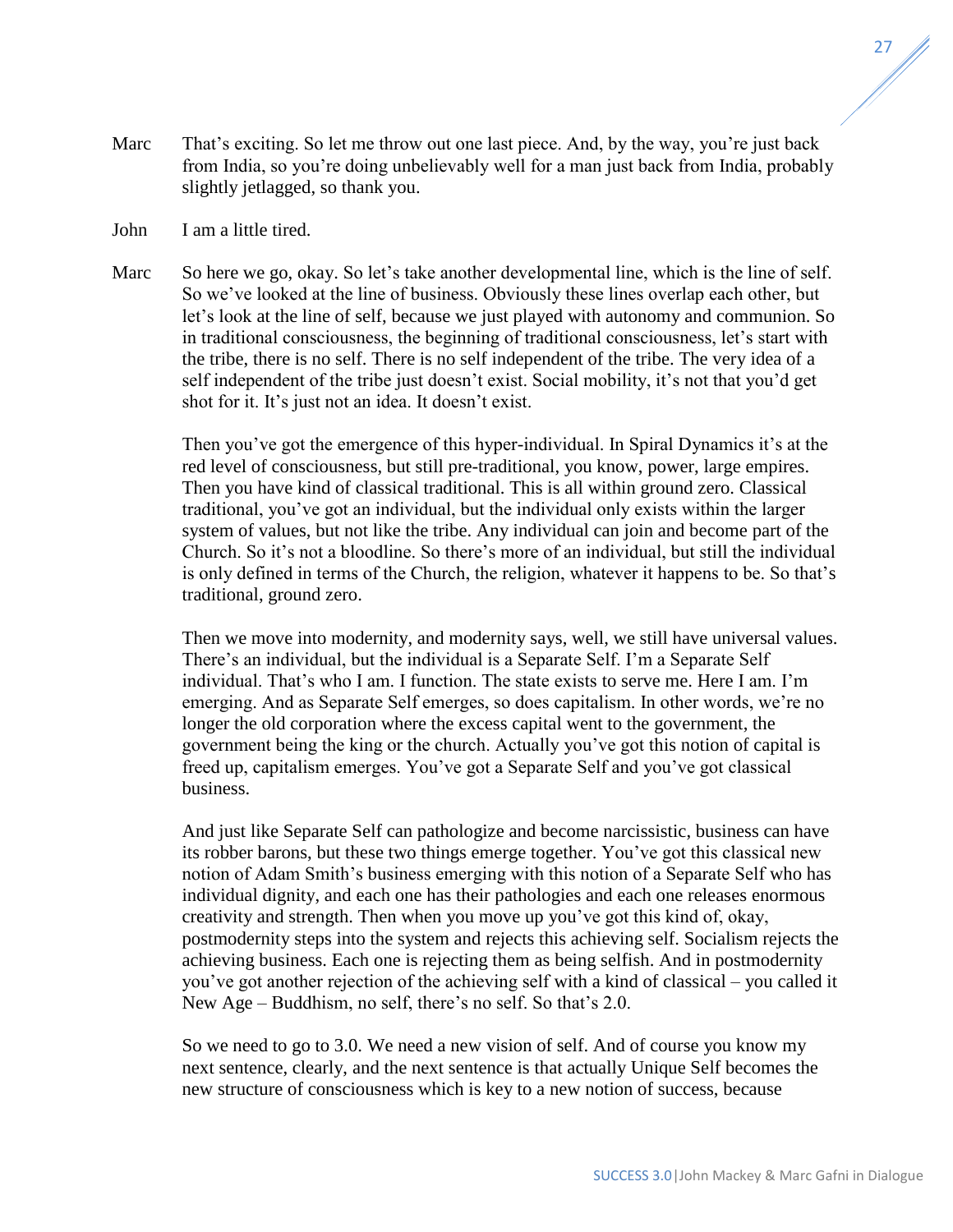Marc That's exciting. So let me throw out one last piece. And, by the way, you're just back from India, so you're doing unbelievably well for a man just back from India, probably slightly jetlagged, so thank you.

John I am a little tired.

Marc So here we go, okay. So let's take another developmental line, which is the line of self. So we've looked at the line of business. Obviously these lines overlap each other, but let's look at the line of self, because we just played with autonomy and communion. So in traditional consciousness, the beginning of traditional consciousness, let's start with the tribe, there is no self. There is no self independent of the tribe. The very idea of a self independent of the tribe just doesn't exist. Social mobility, it's not that you'd get shot for it. It's just not an idea. It doesn't exist.

Then you've got the emergence of this hyper-individual. In Spiral Dynamics it's at the red level of consciousness, but still pre-traditional, you know, power, large empires. Then you have kind of classical traditional. This is all within ground zero. Classical traditional, you've got an individual, but the individual only exists within the larger system of values, but not like the tribe. Any individual can join and become part of the Church. So it's not a bloodline. So there's more of an individual, but still the individual is only defined in terms of the Church, the religion, whatever it happens to be. So that's traditional, ground zero.

Then we move into modernity, and modernity says, well, we still have universal values. There's an individual, but the individual is a Separate Self. I'm a Separate Self individual. That's who I am. I function. The state exists to serve me. Here I am. I'm emerging. And as Separate Self emerges, so does capitalism. In other words, we're no longer the old corporation where the excess capital went to the government, the government being the king or the church. Actually you've got this notion of capital is freed up, capitalism emerges. You've got a Separate Self and you've got classical business.

And just like Separate Self can pathologize and become narcissistic, business can have its robber barons, but these two things emerge together. You've got this classical new notion of Adam Smith's business emerging with this notion of a Separate Self who has individual dignity, and each one has their pathologies and each one releases enormous creativity and strength. Then when you move up you've got this kind of, okay, postmodernity steps into the system and rejects this achieving self. Socialism rejects the achieving business. Each one is rejecting them as being selfish. And in postmodernity you've got another rejection of the achieving self with a kind of classical – you called it New Age – Buddhism, no self, there's no self. So that's 2.0.

So we need to go to 3.0. We need a new vision of self. And of course you know my next sentence, clearly, and the next sentence is that actually Unique Self becomes the new structure of consciousness which is key to a new notion of success, because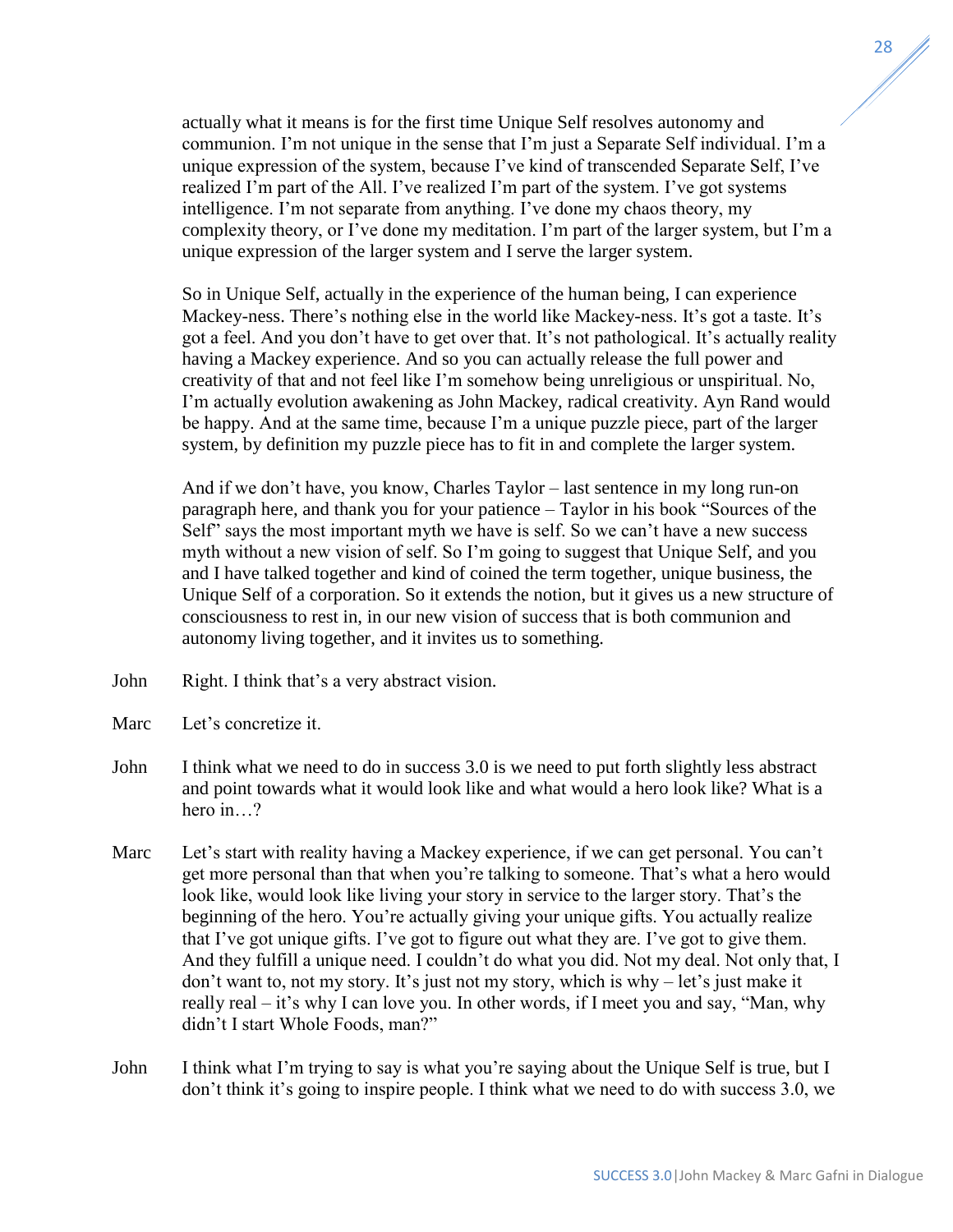actually what it means is for the first time Unique Self resolves autonomy and communion. I'm not unique in the sense that I'm just a Separate Self individual. I'm a unique expression of the system, because I've kind of transcended Separate Self, I've realized I'm part of the All. I've realized I'm part of the system. I've got systems intelligence. I'm not separate from anything. I've done my chaos theory, my complexity theory, or I've done my meditation. I'm part of the larger system, but I'm a unique expression of the larger system and I serve the larger system.

So in Unique Self, actually in the experience of the human being, I can experience Mackey-ness. There's nothing else in the world like Mackey-ness. It's got a taste. It's got a feel. And you don't have to get over that. It's not pathological. It's actually reality having a Mackey experience. And so you can actually release the full power and creativity of that and not feel like I'm somehow being unreligious or unspiritual. No, I'm actually evolution awakening as John Mackey, radical creativity. Ayn Rand would be happy. And at the same time, because I'm a unique puzzle piece, part of the larger system, by definition my puzzle piece has to fit in and complete the larger system.

And if we don't have, you know, Charles Taylor – last sentence in my long run-on paragraph here, and thank you for your patience – Taylor in his book "Sources of the Self" says the most important myth we have is self. So we can't have a new success myth without a new vision of self. So I'm going to suggest that Unique Self, and you and I have talked together and kind of coined the term together, unique business, the Unique Self of a corporation. So it extends the notion, but it gives us a new structure of consciousness to rest in, in our new vision of success that is both communion and autonomy living together, and it invites us to something.

John Right. I think that's a very abstract vision.

Marc Let's concretize it.

John I think what we need to do in success 3.0 is we need to put forth slightly less abstract and point towards what it would look like and what would a hero look like? What is a hero in…?

Marc Let's start with reality having a Mackey experience, if we can get personal. You can't get more personal than that when you're talking to someone. That's what a hero would look like, would look like living your story in service to the larger story. That's the beginning of the hero. You're actually giving your unique gifts. You actually realize that I've got unique gifts. I've got to figure out what they are. I've got to give them. And they fulfill a unique need. I couldn't do what you did. Not my deal. Not only that, I don't want to, not my story. It's just not my story, which is why – let's just make it really real – it's why I can love you. In other words, if I meet you and say, "Man, why didn't I start Whole Foods, man?"

John I think what I'm trying to say is what you're saying about the Unique Self is true, but I don't think it's going to inspire people. I think what we need to do with success 3.0, we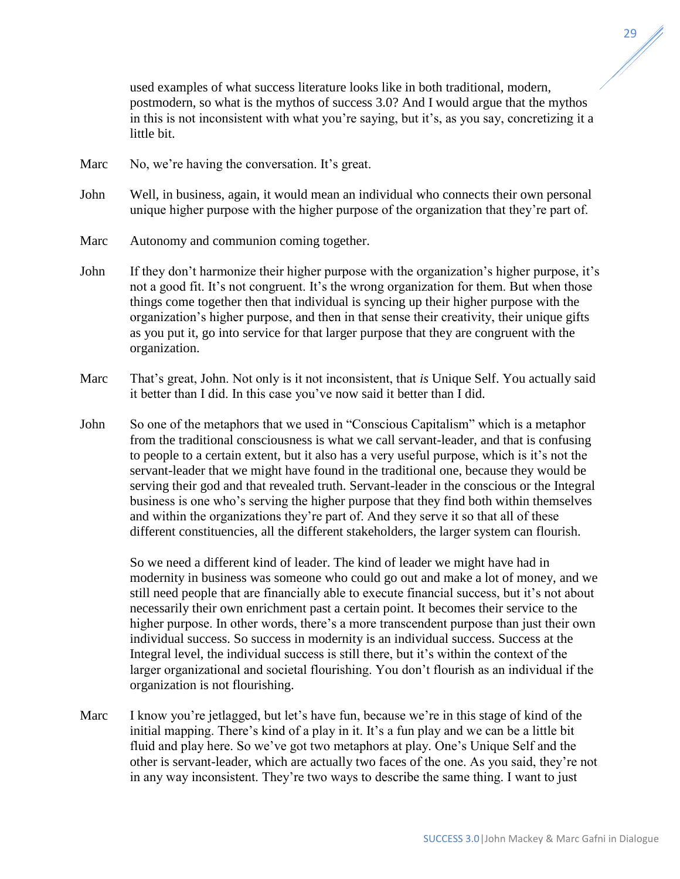used examples of what success literature looks like in both traditional, modern, postmodern, so what is the mythos of success 3.0? And I would argue that the mythos in this is not inconsistent with what you're saying, but it's, as you say, concretizing it a little bit.

Marc No, we're having the conversation. It's great.

John Well, in business, again, it would mean an individual who connects their own personal unique higher purpose with the higher purpose of the organization that they're part of.

Marc Autonomy and communion coming together.

John If they don't harmonize their higher purpose with the organization's higher purpose, it's not a good fit. It's not congruent. It's the wrong organization for them. But when those things come together then that individual is syncing up their higher purpose with the organization's higher purpose, and then in that sense their creativity, their unique gifts as you put it, go into service for that larger purpose that they are congruent with the organization.

Marc That's great, John. Not only is it not inconsistent, that *is* Unique Self. You actually said it better than I did. In this case you've now said it better than I did.

John So one of the metaphors that we used in "Conscious Capitalism" which is a metaphor from the traditional consciousness is what we call servant-leader, and that is confusing to people to a certain extent, but it also has a very useful purpose, which is it's not the servant-leader that we might have found in the traditional one, because they would be serving their god and that revealed truth. Servant-leader in the conscious or the Integral business is one who's serving the higher purpose that they find both within themselves and within the organizations they're part of. And they serve it so that all of these different constituencies, all the different stakeholders, the larger system can flourish.

So we need a different kind of leader. The kind of leader we might have had in modernity in business was someone who could go out and make a lot of money, and we still need people that are financially able to execute financial success, but it's not about necessarily their own enrichment past a certain point. It becomes their service to the higher purpose. In other words, there's a more transcendent purpose than just their own individual success. So success in modernity is an individual success. Success at the Integral level, the individual success is still there, but it's within the context of the larger organizational and societal flourishing. You don't flourish as an individual if the organization is not flourishing.

Marc I know you're jetlagged, but let's have fun, because we're in this stage of kind of the initial mapping. There's kind of a play in it. It's a fun play and we can be a little bit fluid and play here. So we've got two metaphors at play. One's Unique Self and the other is servant-leader, which are actually two faces of the one. As you said, they're not in any way inconsistent. They're two ways to describe the same thing. I want to just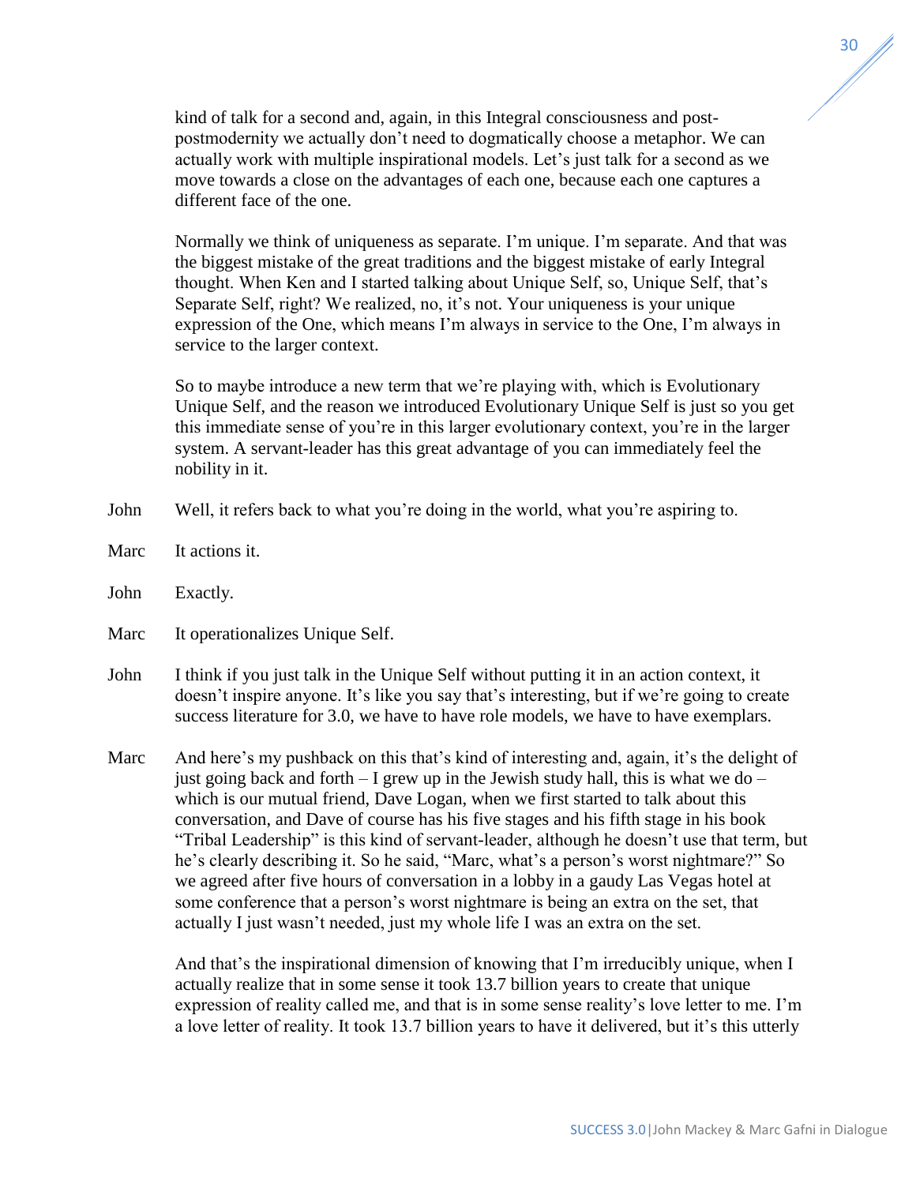kind of talk for a second and, again, in this Integral consciousness and post-postmodernity we actually don't need to dogmatically choose a metaphor. We can actually work with multiple inspirational models. Let's just talk for a second as we move towards a close on the advantages of each one, because each one captures a different face of the one.

Normally we think of uniqueness as separate. I'm unique. I'm separate. And that was the biggest mistake of the great traditions and the biggest mistake of early Integral thought. When Ken and I started talking about Unique Self, so, Unique Self, that's Separate Self, right? We realized, no, it's not. Your uniqueness is your unique expression of the One, which means I'm always in service to the One, I'm always in service to the larger context.

So to maybe introduce a new term that we're playing with, which is Evolutionary Unique Self, and the reason we introduced Evolutionary Unique Self is just so you get this immediate sense of you're in this larger evolutionary context, you're in the larger system. A servant-leader has this great advantage of you can immediately feel the nobility in it.

John Well, it refers back to what you're doing in the world, what you're aspiring to.

Marc It actions it.

John Exactly.

Marc It operationalizes Unique Self.

John I think if you just talk in the Unique Self without putting it in an action context, it doesn't inspire anyone. It's like you say that's interesting, but if we're going to create success literature for 3.0, we have to have role models, we have to have exemplars.

Marc And here's my pushback on this that's kind of interesting and, again, it's the delight of just going back and forth – I grew up in the Jewish study hall, this is what we do – which is our mutual friend, Dave Logan, when we first started to talk about this conversation, and Dave of course has his five stages and his fifth stage in his book "Tribal Leadership" is this kind of servant-leader, although he doesn't use that term, but he's clearly describing it. So he said, "Marc, what's a person's worst nightmare?" So we agreed after five hours of conversation in a lobby in a gaudy Las Vegas hotel at some conference that a person's worst nightmare is being an extra on the set, that actually I just wasn't needed, just my whole life I was an extra on the set.

And that's the inspirational dimension of knowing that I'm irreducibly unique, when I actually realize that in some sense it took 13.7 billion years to create that unique expression of reality called me, and that is in some sense reality's love letter to me. I'm a love letter of reality. It took 13.7 billion years to have it delivered, but it's this utterly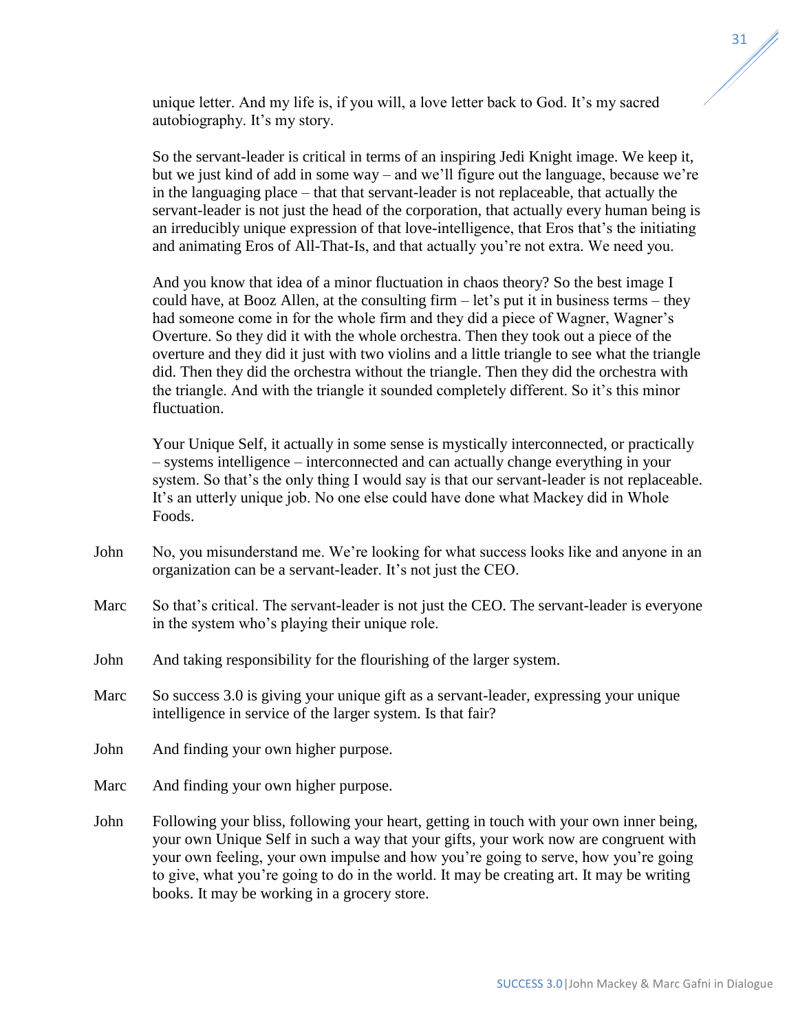unique letter. And my life is, if you will, a love letter back to God. It's my sacred autobiography. It's my story.

So the servant-leader is critical in terms of an inspiring Jedi Knight image. We keep it, but we just kind of add in some way – and we'll figure out the language, because we're in the languaging place – that that servant-leader is not replaceable, that actually the servant-leader is not just the head of the corporation, that actually every human being is an irreducibly unique expression of that love-intelligence, that Eros that's the initiating and animating Eros of All-That-Is, and that actually you're not extra. We need you.

And you know that idea of a minor fluctuation in chaos theory? So the best image I could have, at Booz Allen, at the consulting firm – let's put it in business terms – they had someone come in for the whole firm and they did a piece of Wagner, Wagner's Overture. So they did it with the whole orchestra. Then they took out a piece of the overture and they did it just with two violins and a little triangle to see what the triangle did. Then they did the orchestra without the triangle. Then they did the orchestra with the triangle. And with the triangle it sounded completely different. So it's this minor fluctuation.

Your Unique Self, it actually in some sense is mystically interconnected, or practically – systems intelligence – interconnected and can actually change everything in your system. So that's the only thing I would say is that our servant-leader is not replaceable. It's an utterly unique job. No one else could have done what Mackey did in Whole Foods.

John No, you misunderstand me. We're looking for what success looks like and anyone in an organization can be a servant-leader. It's not just the CEO.

Marc So that's critical. The servant-leader is not just the CEO. The servant-leader is everyone in the system who's playing their unique role.

John And taking responsibility for the flourishing of the larger system.

Marc So success 3.0 is giving your unique gift as a servant-leader, expressing your unique intelligence in service of the larger system. Is that fair?

John And finding your own higher purpose.

Marc And finding your own higher purpose.

John Following your bliss, following your heart, getting in touch with your own inner being, your own Unique Self in such a way that your gifts, your work now are congruent with your own feeling, your own impulse and how you're going to serve, how you're going to give, what you're going to do in the world. It may be creating art. It may be writing books. It may be working in a grocery store.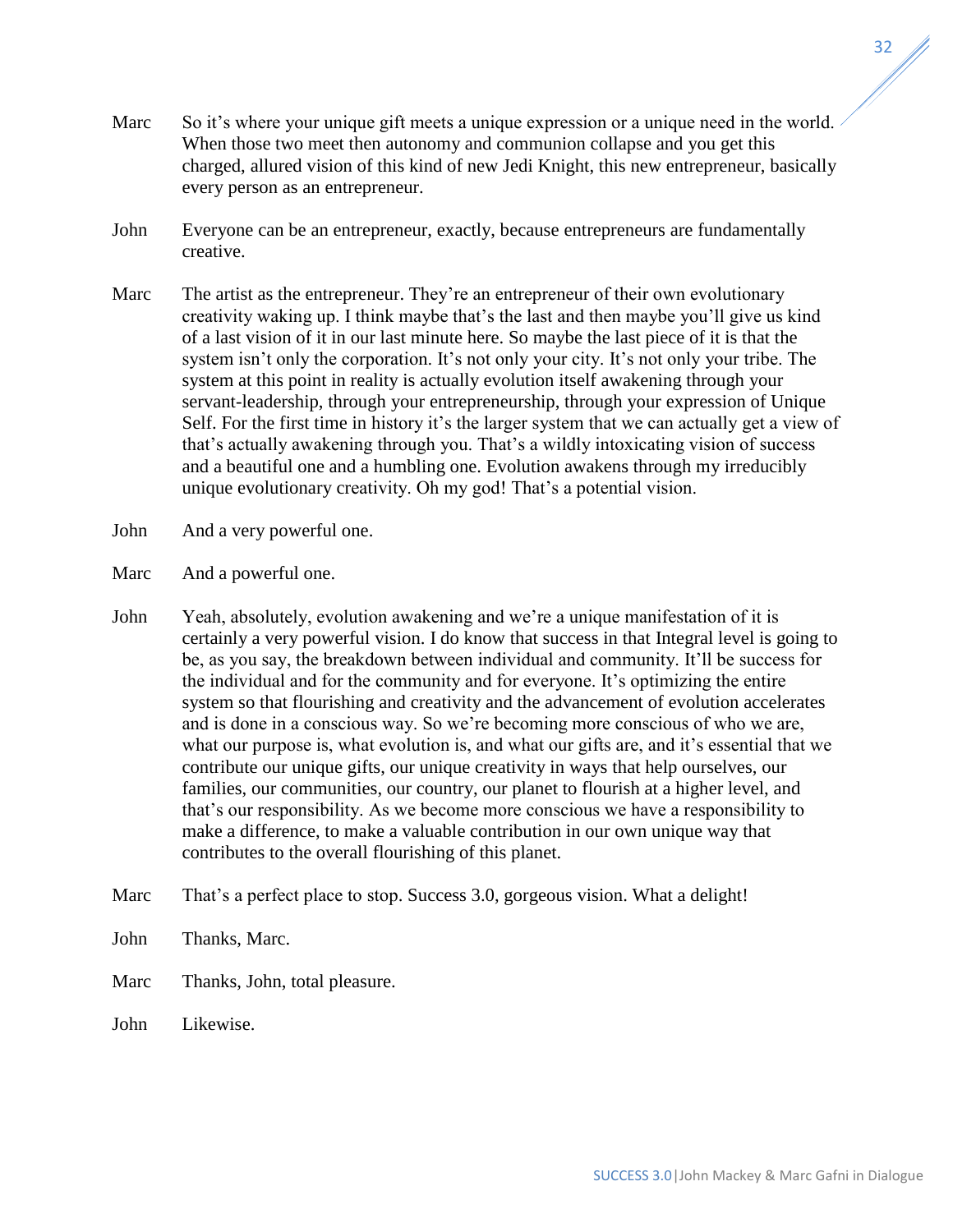Marc So it's where your unique gift meets a unique expression or a unique need in the world. When those two meet then autonomy and communion collapse and you get this charged, allured vision of this kind of new Jedi Knight, this new entrepreneur, basically every person as an entrepreneur.

John Everyone can be an entrepreneur, exactly, because entrepreneurs are fundamentally creative.

Marc The artist as the entrepreneur. They're an entrepreneur of their own evolutionary creativity waking up. I think maybe that's the last and then maybe you'll give us kind of a last vision of it in our last minute here. So maybe the last piece of it is that the system isn't only the corporation. It's not only your city. It's not only your tribe. The system at this point in reality is actually evolution itself awakening through your servant-leadership, through your entrepreneurship, through your expression of Unique Self. For the first time in history it's the larger system that we can actually get a view of that's actually awakening through you. That's a wildly intoxicating vision of success and a beautiful one and a humbling one. Evolution awakens through my irreducibly unique evolutionary creativity. Oh my god! That's a potential vision.

John And a very powerful one.

Marc And a powerful one.

John Yeah, absolutely, evolution awakening and we're a unique manifestation of it is certainly a very powerful vision. I do know that success in that Integral level is going to be, as you say, the breakdown between individual and community. It'll be success for the individual and for the community and for everyone. It's optimizing the entire system so that flourishing and creativity and the advancement of evolution accelerates and is done in a conscious way. So we're becoming more conscious of who we are, what our purpose is, what evolution is, and what our gifts are, and it's essential that we contribute our unique gifts, our unique creativity in ways that help ourselves, our families, our communities, our country, our planet to flourish at a higher level, and that's our responsibility. As we become more conscious we have a responsibility to make a difference, to make a valuable contribution in our own unique way that contributes to the overall flourishing of this planet.

Marc That's a perfect place to stop. Success 3.0, gorgeous vision. What a delight!

John Thanks, Marc.

Marc Thanks, John, total pleasure.

John Likewise.